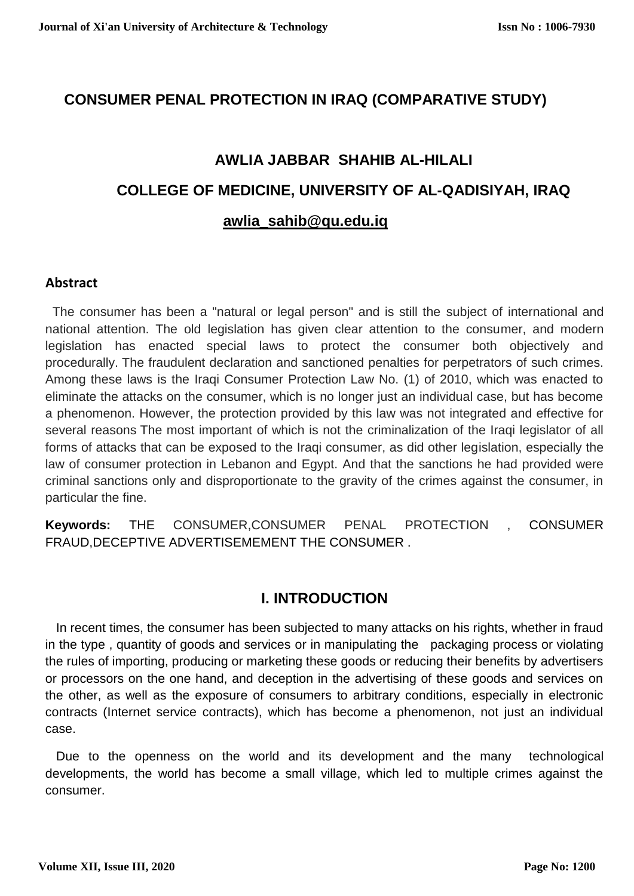# CONSUMER PENAL PROTECTION IN IRAQ (COMPARATIVE STUDY)

**AWLIA JABBAR SHAHIB AL-HILALI**

**COLLEGE OF MEDICINE, UNIVERSITY OF AL-QADISIYAH, IRAQ**

**awlia_sahib@qu.edu.iq**

## Abstract

The consumer has been a "natural or legal person" and is still the subject of international and national attention. The old legislation has given clear attention to the consumer, and modern legislation has enacted special laws to protect the consumer both objectively and procedurally. The fraudulent declaration and sanctioned penalties for perpetrators of such crimes. Among these laws is the Iraqi Consumer Protection Law No. (1) of 2010, which was enacted to eliminate the attacks on the consumer, which is no longer just an individual case, but has become a phenomenon. However, the protection provided by this law was not integrated and effective for several reasons The most important of which is not the criminalization of the Iraqi legislator of all forms of attacks that can be exposed to the Iraqi consumer, as did other legislation, especially the law of consumer protection in Lebanon and Egypt. And that the sanctions he had provided were criminal sanctions only and disproportionate to the gravity of the crimes against the consumer, in particular the fine.

**Keywords:** THE CONSUMER,CONSUMER PENAL PROTECTION , CONSUMER FRAUD,DECEPTIVE ADVERTISEMEMENT THE CONSUMER .

## I. INTRODUCTION

In recent times, the consumer has been subjected to many attacks on his rights, whether in fraud in the type , quantity of goods and services or in manipulating the packaging process or violating the rules of importing, producing or marketing these goods or reducing their benefits by advertisers or processors on the one hand, and deception in the advertising of these goods and services on the other, as well as the exposure of consumers to arbitrary conditions, especially in electronic contracts (Internet service contracts), which has become a phenomenon, not just an individual case.

Due to the openness on the world and its development and the many technological developments, the world has become a small village, which led to multiple crimes against the consumer.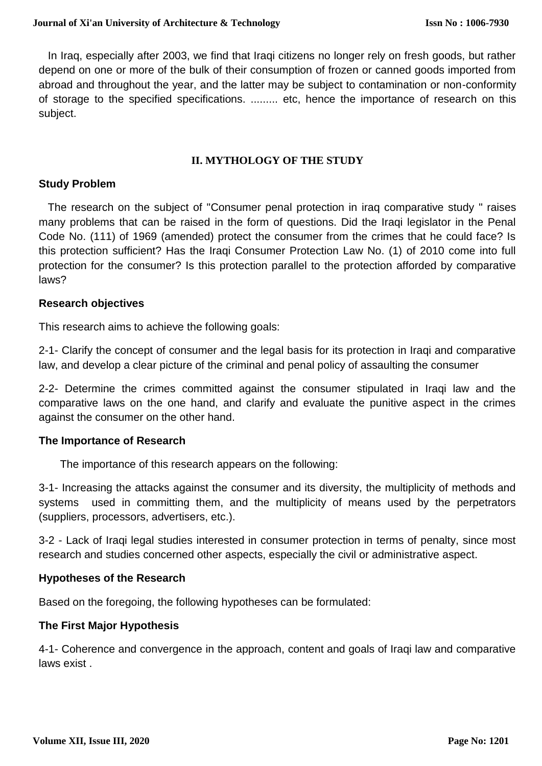In Iraq, especially after 2003, we find that Iraqi citizens no longer rely on fresh goods, but rather depend on one or more of the bulk of their consumption of frozen or canned goods imported from abroad and throughout the year, and the latter may be subject to contamination or non-conformity of storage to the specified specifications. ......... etc, hence the importance of research on this subject.

## II. MYTHOLOGY OF THE STUDY

### Study Problem

The research on the subject of "Consumer penal protection in iraq comparative study " raises many problems that can be raised in the form of questions. Did the Iraqi legislator in the Penal Code No. (111) of 1969 (amended) protect the consumer from the crimes that he could face? Is this protection sufficient? Has the Iraqi Consumer Protection Law No. (1) of 2010 come into full protection for the consumer? Is this protection parallel to the protection afforded by comparative laws?

### Research objectives

This research aims to achieve the following goals:

2-1- Clarify the concept of consumer and the legal basis for its protection in Iraqi and comparative law, and develop a clear picture of the criminal and penal policy of assaulting the consumer

2-2- Determine the crimes committed against the consumer stipulated in Iraqi law and the comparative laws on the one hand, and clarify and evaluate the punitive aspect in the crimes against the consumer on the other hand.

### The Importance of Research

The importance of this research appears on the following:

3-1- Increasing the attacks against the consumer and its diversity, the multiplicity of methods and systems used in committing them, and the multiplicity of means used by the perpetrators (suppliers, processors, advertisers, etc.).

3-2 - Lack of Iraqi legal studies interested in consumer protection in terms of penalty, since most research and studies concerned other aspects, especially the civil or administrative aspect.

### Hypotheses of the Research

Based on the foregoing, the following hypotheses can be formulated:

### The First Major Hypothesis

4-1- Coherence and convergence in the approach, content and goals of Iraqi law and comparative laws exist .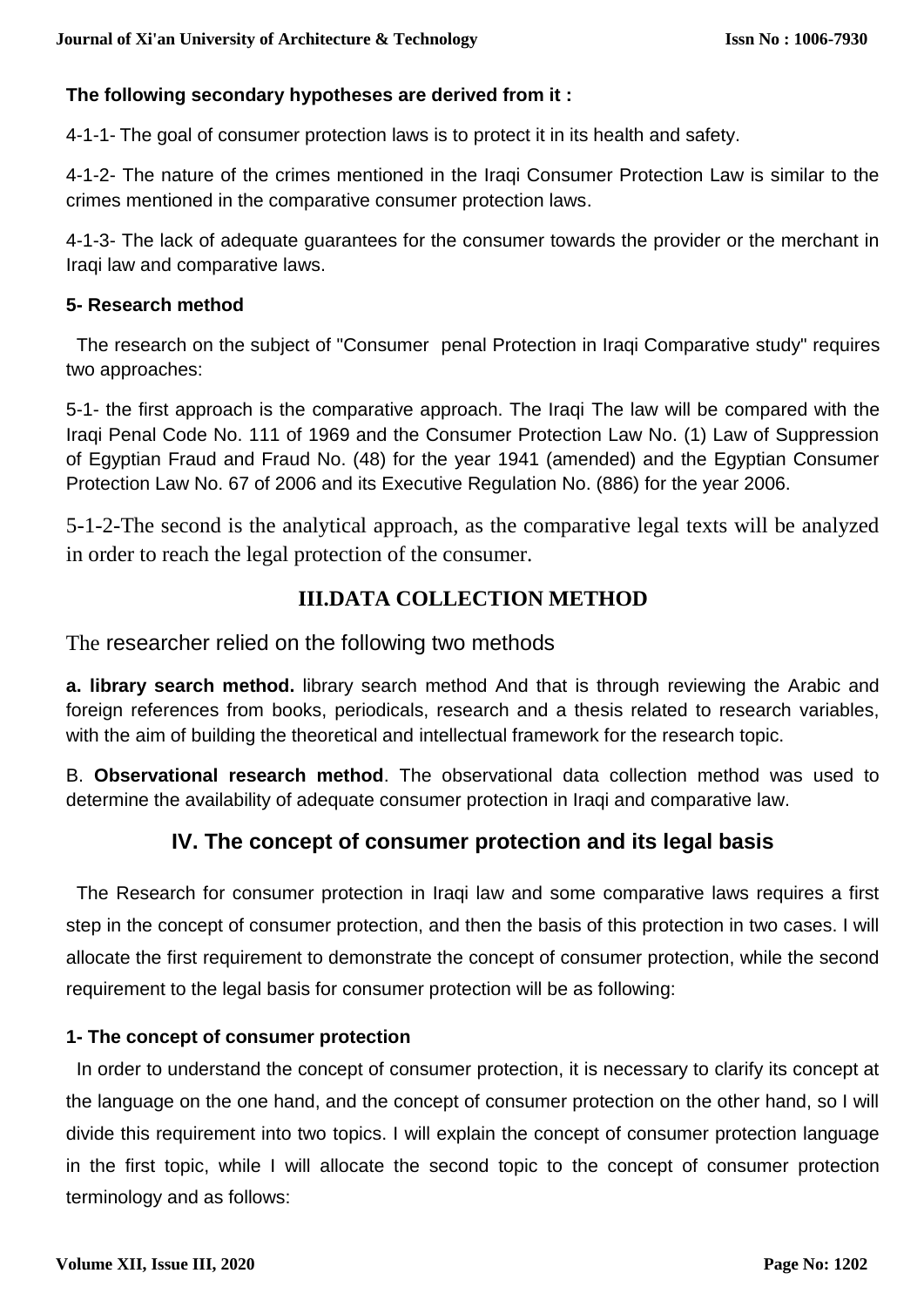**The following secondary hypotheses are derived from it :**

4-1-1- The goal of consumer protection laws is to protect it in its health and safety.

4-1-2- The nature of the crimes mentioned in the Iraqi Consumer Protection Law is similar to the crimes mentioned in the comparative consumer protection laws.

4-1-3- The lack of adequate guarantees for the consumer towards the provider or the merchant in Iraqi law and comparative laws.

**5- Research method**

The research on the subject of "Consumer penal Protection in Iraqi Comparative study" requires two approaches:

5-1- the first approach is the comparative approach. The Iraqi The law will be compared with the Iraqi Penal Code No. 111 of 1969 and the Consumer Protection Law No. (1) Law of Suppression of Egyptian Fraud and Fraud No. (48) for the year 1941 (amended) and the Egyptian Consumer Protection Law No. 67 of 2006 and its Executive Regulation No. (886) for the year 2006.

5-1-2-The second is the analytical approach, as the comparative legal texts will be analyzed in order to reach the legal protection of the consumer.

## III.DATA COLLECTION METHOD

The researcher relied on the following two methods

**a. library search method.** library search method And that is through reviewing the Arabic and foreign references from books, periodicals, research and a thesis related to research variables, with the aim of building the theoretical and intellectual framework for the research topic.

B. **Observational research method**. The observational data collection method was used to determine the availability of adequate consumer protection in Iraqi and comparative law.

## IV. The concept of consumer protection and its legal basis

The Research for consumer protection in Iraqi law and some comparative laws requires a first step in the concept of consumer protection, and then the basis of this protection in two cases. I will allocate the first requirement to demonstrate the concept of consumer protection, while the second requirement to the legal basis for consumer protection will be as following:

**1- The concept of consumer protection**

In order to understand the concept of consumer protection, it is necessary to clarify its concept at the language on the one hand, and the concept of consumer protection on the other hand, so I will divide this requirement into two topics. I will explain the concept of consumer protection language in the first topic, while I will allocate the second topic to the concept of consumer protection terminology and as follows: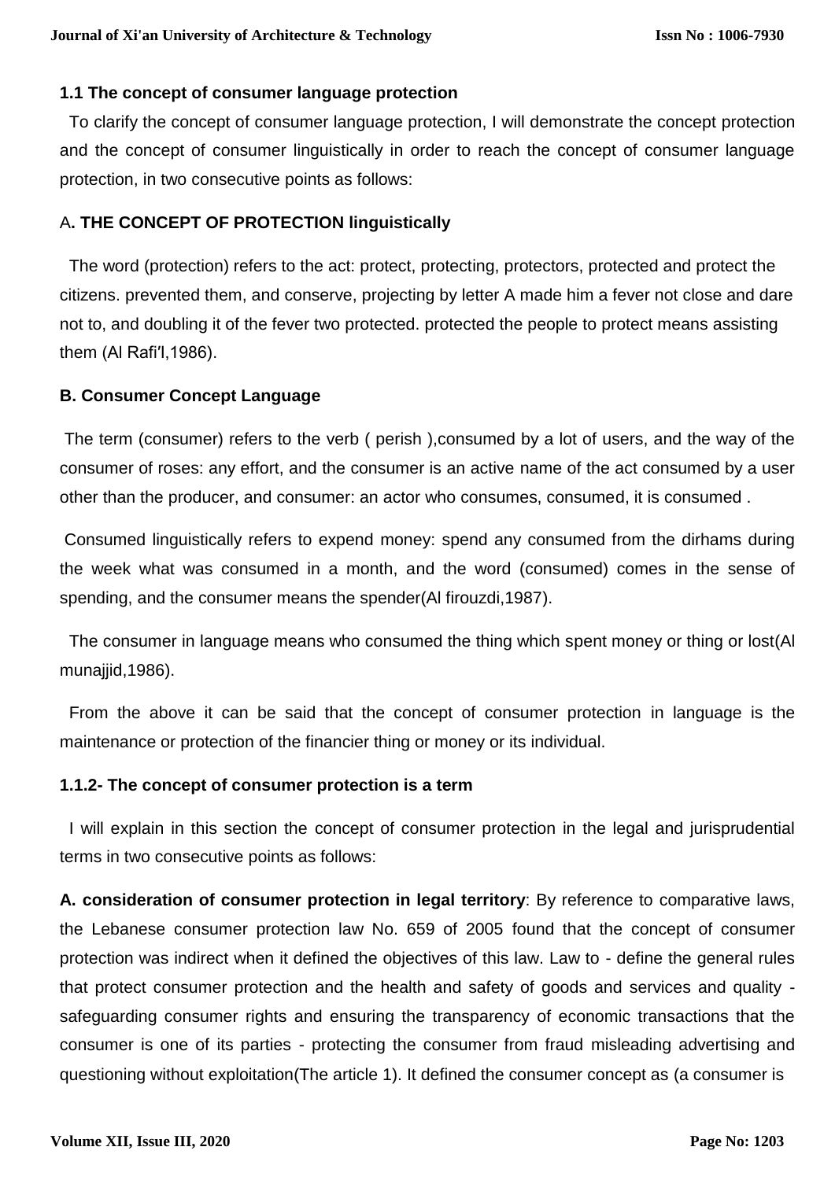### 1.1 The concept of consumer language protection

To clarify the concept of consumer language protection, I will demonstrate the concept protection and the concept of consumer linguistically in order to reach the concept of consumer language protection, in two consecutive points as follows:

#### A**. THE CONCEPT OF PROTECTION linguistically**

The word (protection) refers to the act: protect, protecting, protectors, protected and protect the citizens. prevented them, and conserve, projecting by letter A made him a fever not close and dare not to, and doubling it of the fever two protected. protected the people to protect means assisting them (Al Rafi′I,1986).

#### B. Consumer Concept Language

The term (consumer) refers to the verb ( perish ),consumed by a lot of users, and the way of the consumer of roses: any effort, and the consumer is an active name of the act consumed by a user other than the producer, and consumer: an actor who consumes, consumed, it is consumed .

Consumed linguistically refers to expend money: spend any consumed from the dirhams during the week what was consumed in a month, and the word (consumed) comes in the sense of spending, and the consumer means the spender(Al firouzdi,1987).

The consumer in language means who consumed the thing which spent money or thing or lost(Al munajjid,1986).

From the above it can be said that the concept of consumer protection in language is the maintenance or protection of the financier thing or money or its individual.

### 1.1.2- The concept of consumer protection is a term

I will explain in this section the concept of consumer protection in the legal and jurisprudential terms in two consecutive points as follows:

**A. consideration of consumer protection in legal territory**: By reference to comparative laws, the Lebanese consumer protection law No. 659 of 2005 found that the concept of consumer protection was indirect when it defined the objectives of this law. Law to - define the general rules that protect consumer protection and the health and safety of goods and services and quality - safeguarding consumer rights and ensuring the transparency of economic transactions that the consumer is one of its parties - protecting the consumer from fraud misleading advertising and questioning without exploitation(The article 1). It defined the consumer concept as (a consumer is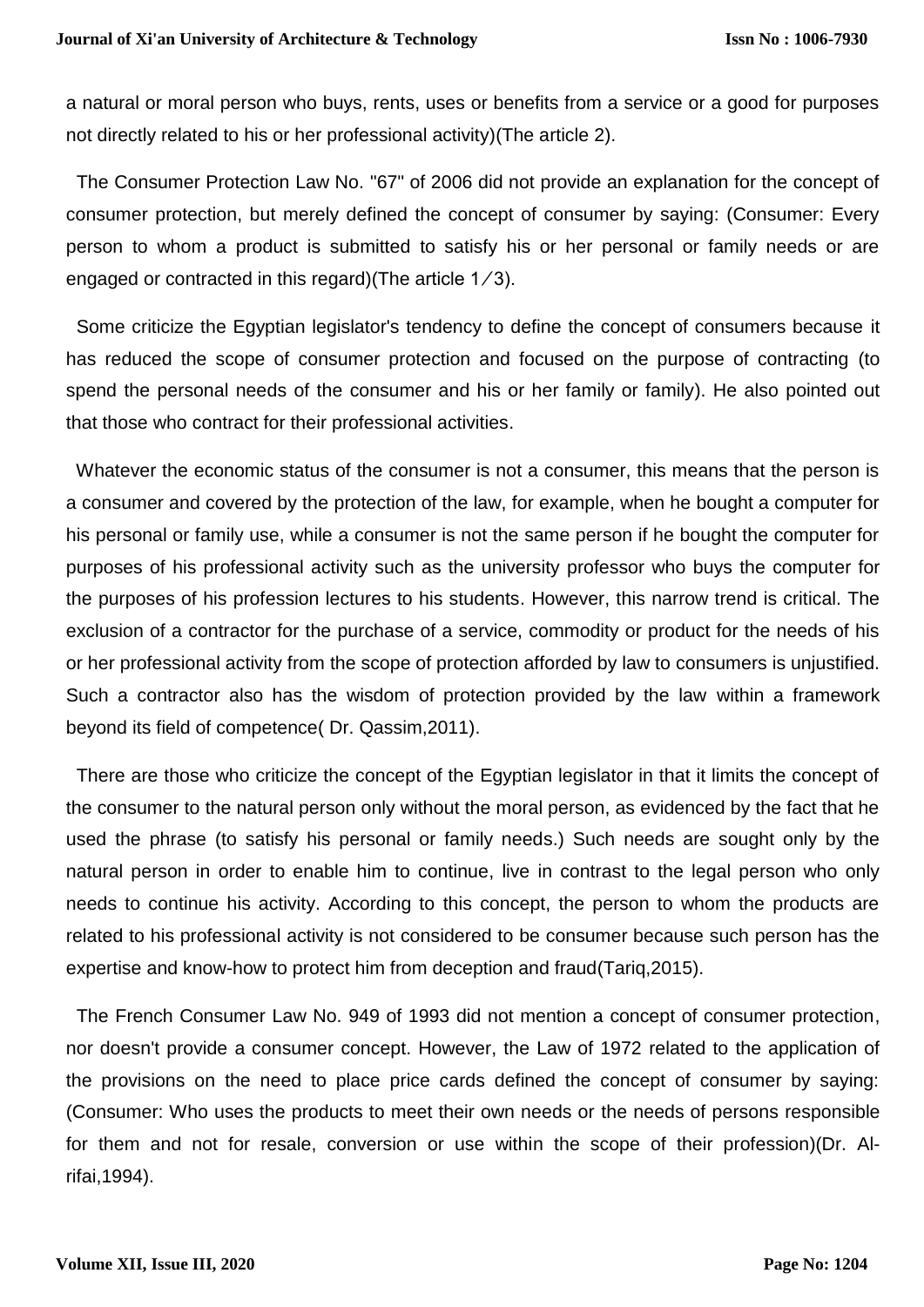a natural or moral person who buys, rents, uses or benefits from a service or a good for purposes not directly related to his or her professional activity)(The article 2).

The Consumer Protection Law No. "67" of 2006 did not provide an explanation for the concept of consumer protection, but merely defined the concept of consumer by saying: (Consumer: Every person to whom a product is submitted to satisfy his or her personal or family needs or are engaged or contracted in this regard)(The article 1／3).

Some criticize the Egyptian legislator's tendency to define the concept of consumers because it has reduced the scope of consumer protection and focused on the purpose of contracting (to spend the personal needs of the consumer and his or her family or family). He also pointed out that those who contract for their professional activities.

Whatever the economic status of the consumer is not a consumer, this means that the person is a consumer and covered by the protection of the law, for example, when he bought a computer for his personal or family use, while a consumer is not the same person if he bought the computer for purposes of his professional activity such as the university professor who buys the computer for the purposes of his profession lectures to his students. However, this narrow trend is critical. The exclusion of a contractor for the purchase of a service, commodity or product for the needs of his or her professional activity from the scope of protection afforded by law to consumers is unjustified. Such a contractor also has the wisdom of protection provided by the law within a framework beyond its field of competence( Dr. Qassim,2011).

There are those who criticize the concept of the Egyptian legislator in that it limits the concept of the consumer to the natural person only without the moral person, as evidenced by the fact that he used the phrase (to satisfy his personal or family needs.) Such needs are sought only by the natural person in order to enable him to continue, live in contrast to the legal person who only needs to continue his activity. According to this concept, the person to whom the products are related to his professional activity is not considered to be consumer because such person has the expertise and know-how to protect him from deception and fraud(Tariq,2015).

The French Consumer Law No. 949 of 1993 did not mention a concept of consumer protection, nor doesn't provide a consumer concept. However, the Law of 1972 related to the application of the provisions on the need to place price cards defined the concept of consumer by saying: (Consumer: Who uses the products to meet their own needs or the needs of persons responsible for them and not for resale, conversion or use within the scope of their profession)(Dr. Al-rifai,1994).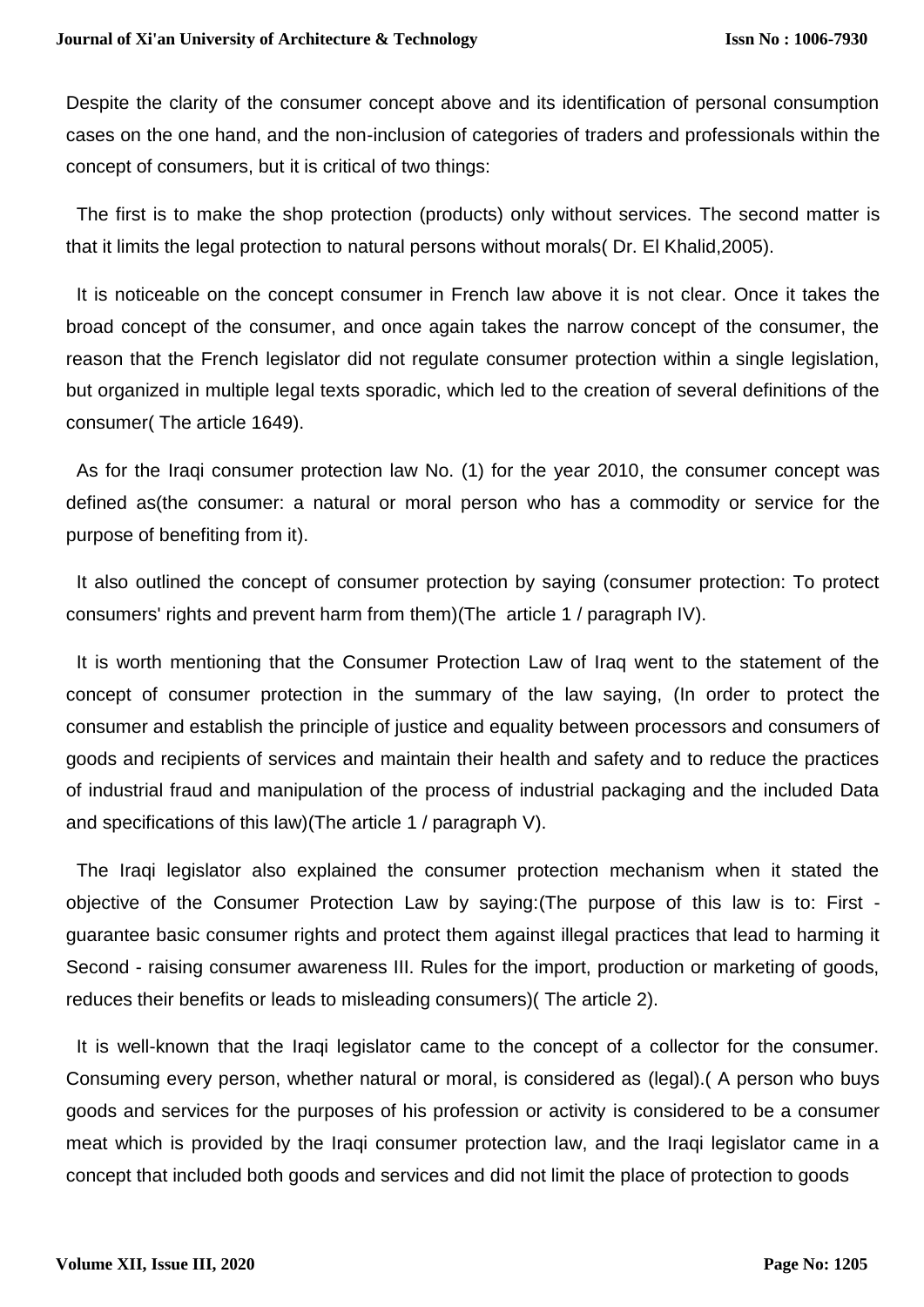Despite the clarity of the consumer concept above and its identification of personal consumption cases on the one hand, and the non-inclusion of categories of traders and professionals within the concept of consumers, but it is critical of two things:

The first is to make the shop protection (products) only without services. The second matter is that it limits the legal protection to natural persons without morals( Dr. El Khalid,2005).

It is noticeable on the concept consumer in French law above it is not clear. Once it takes the broad concept of the consumer, and once again takes the narrow concept of the consumer, the reason that the French legislator did not regulate consumer protection within a single legislation, but organized in multiple legal texts sporadic, which led to the creation of several definitions of the consumer( The article 1649).

As for the Iraqi consumer protection law No. (1) for the year 2010, the consumer concept was defined as(the consumer: a natural or moral person who has a commodity or service for the purpose of benefiting from it).

It also outlined the concept of consumer protection by saying (consumer protection: To protect consumers' rights and prevent harm from them)(The article 1 / paragraph IV).

It is worth mentioning that the Consumer Protection Law of Iraq went to the statement of the concept of consumer protection in the summary of the law saying, (In order to protect the consumer and establish the principle of justice and equality between processors and consumers of goods and recipients of services and maintain their health and safety and to reduce the practices of industrial fraud and manipulation of the process of industrial packaging and the included Data and specifications of this law)(The article 1 / paragraph V).

The Iraqi legislator also explained the consumer protection mechanism when it stated the objective of the Consumer Protection Law by saying:(The purpose of this law is to: First - guarantee basic consumer rights and protect them against illegal practices that lead to harming it Second - raising consumer awareness III. Rules for the import, production or marketing of goods, reduces their benefits or leads to misleading consumers)( The article 2).

It is well-known that the Iraqi legislator came to the concept of a collector for the consumer. Consuming every person, whether natural or moral, is considered as (legal).( A person who buys goods and services for the purposes of his profession or activity is considered to be a consumer meat which is provided by the Iraqi consumer protection law, and the Iraqi legislator came in a concept that included both goods and services and did not limit the place of protection to goods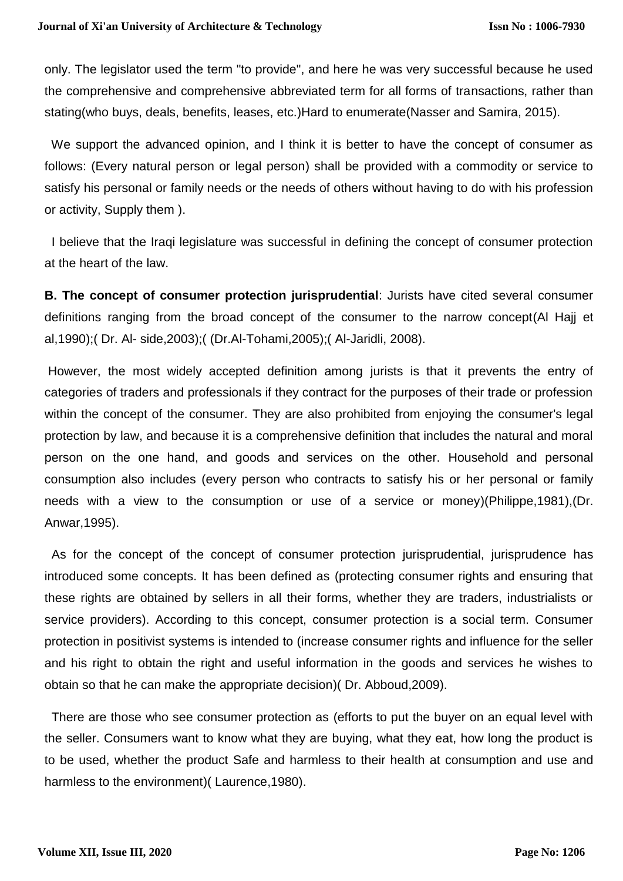only. The legislator used the term "to provide", and here he was very successful because he used the comprehensive and comprehensive abbreviated term for all forms of transactions, rather than stating(who buys, deals, benefits, leases, etc.)Hard to enumerate(Nasser and Samira, 2015).

We support the advanced opinion, and I think it is better to have the concept of consumer as follows: (Every natural person or legal person) shall be provided with a commodity or service to satisfy his personal or family needs or the needs of others without having to do with his profession or activity, Supply them ).

I believe that the Iraqi legislature was successful in defining the concept of consumer protection at the heart of the law.

**B. The concept of consumer protection jurisprudential**: Jurists have cited several consumer definitions ranging from the broad concept of the consumer to the narrow concept(Al Hajj et al,1990);( Dr. Al- side,2003);( (Dr.Al-Tohami,2005);( Al-Jaridli, 2008).

However, the most widely accepted definition among jurists is that it prevents the entry of categories of traders and professionals if they contract for the purposes of their trade or profession within the concept of the consumer. They are also prohibited from enjoying the consumer's legal protection by law, and because it is a comprehensive definition that includes the natural and moral person on the one hand, and goods and services on the other. Household and personal consumption also includes (every person who contracts to satisfy his or her personal or family needs with a view to the consumption or use of a service or money)(Philippe,1981),(Dr. Anwar,1995).

As for the concept of the concept of consumer protection jurisprudential, jurisprudence has introduced some concepts. It has been defined as (protecting consumer rights and ensuring that these rights are obtained by sellers in all their forms, whether they are traders, industrialists or service providers). According to this concept, consumer protection is a social term. Consumer protection in positivist systems is intended to (increase consumer rights and influence for the seller and his right to obtain the right and useful information in the goods and services he wishes to obtain so that he can make the appropriate decision)( Dr. Abboud,2009).

There are those who see consumer protection as (efforts to put the buyer on an equal level with the seller. Consumers want to know what they are buying, what they eat, how long the product is to be used, whether the product Safe and harmless to their health at consumption and use and harmless to the environment)( Laurence,1980).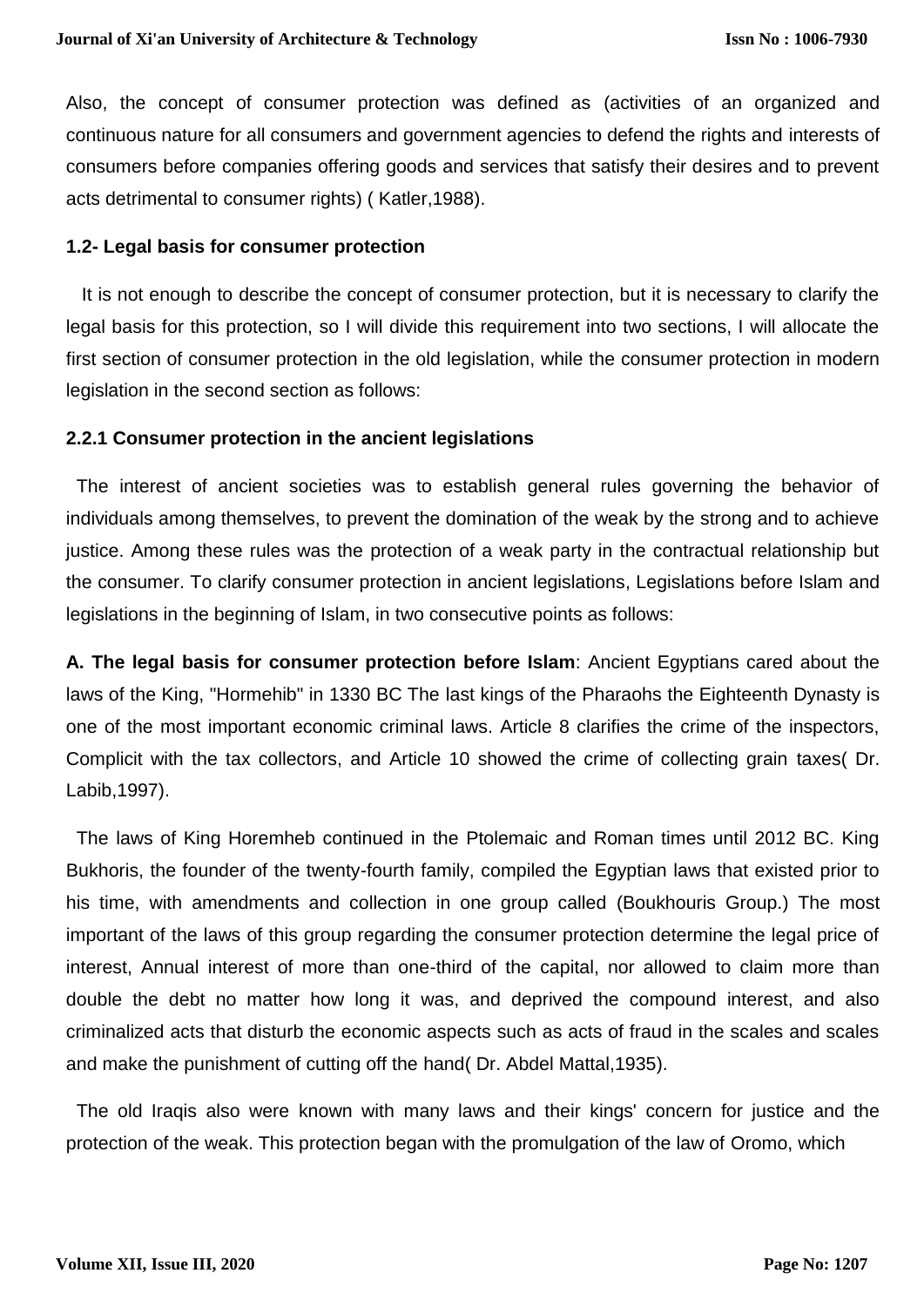Also, the concept of consumer protection was defined as (activities of an organized and continuous nature for all consumers and government agencies to defend the rights and interests of consumers before companies offering goods and services that satisfy their desires and to prevent acts detrimental to consumer rights) ( Katler,1988).

**1.2- Legal basis for consumer protection**

It is not enough to describe the concept of consumer protection, but it is necessary to clarify the legal basis for this protection, so I will divide this requirement into two sections, I will allocate the first section of consumer protection in the old legislation, while the consumer protection in modern legislation in the second section as follows:

**2.2.1 Consumer protection in the ancient legislations**

The interest of ancient societies was to establish general rules governing the behavior of individuals among themselves, to prevent the domination of the weak by the strong and to achieve justice. Among these rules was the protection of a weak party in the contractual relationship but the consumer. To clarify consumer protection in ancient legislations, Legislations before Islam and legislations in the beginning of Islam, in two consecutive points as follows:

**A. The legal basis for consumer protection before Islam**: Ancient Egyptians cared about the laws of the King, "Hormehib" in 1330 BC The last kings of the Pharaohs the Eighteenth Dynasty is one of the most important economic criminal laws. Article 8 clarifies the crime of the inspectors, Complicit with the tax collectors, and Article 10 showed the crime of collecting grain taxes( Dr. Labib,1997).

The laws of King Horemheb continued in the Ptolemaic and Roman times until 2012 BC. King Bukhoris, the founder of the twenty-fourth family, compiled the Egyptian laws that existed prior to his time, with amendments and collection in one group called (Boukhouris Group.) The most important of the laws of this group regarding the consumer protection determine the legal price of interest, Annual interest of more than one-third of the capital, nor allowed to claim more than double the debt no matter how long it was, and deprived the compound interest, and also criminalized acts that disturb the economic aspects such as acts of fraud in the scales and scales and make the punishment of cutting off the hand( Dr. Abdel Mattal,1935).

The old Iraqis also were known with many laws and their kings' concern for justice and the protection of the weak. This protection began with the promulgation of the law of Oromo, which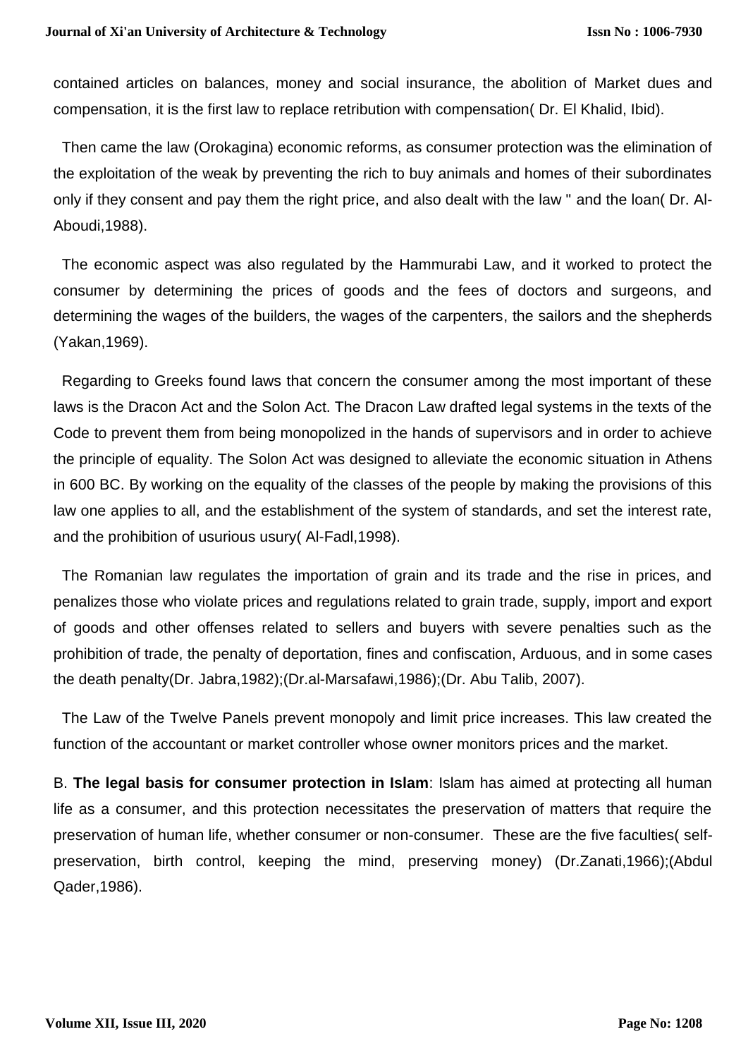contained articles on balances, money and social insurance, the abolition of Market dues and compensation, it is the first law to replace retribution with compensation( Dr. El Khalid, Ibid).

Then came the law (Orokagina) economic reforms, as consumer protection was the elimination of the exploitation of the weak by preventing the rich to buy animals and homes of their subordinates only if they consent and pay them the right price, and also dealt with the law " and the loan( Dr. Al-Aboudi,1988).

The economic aspect was also regulated by the Hammurabi Law, and it worked to protect the consumer by determining the prices of goods and the fees of doctors and surgeons, and determining the wages of the builders, the wages of the carpenters, the sailors and the shepherds (Yakan,1969).

Regarding to Greeks found laws that concern the consumer among the most important of these laws is the Dracon Act and the Solon Act. The Dracon Law drafted legal systems in the texts of the Code to prevent them from being monopolized in the hands of supervisors and in order to achieve the principle of equality. The Solon Act was designed to alleviate the economic situation in Athens in 600 BC. By working on the equality of the classes of the people by making the provisions of this law one applies to all, and the establishment of the system of standards, and set the interest rate, and the prohibition of usurious usury( Al-Fadl,1998).

The Romanian law regulates the importation of grain and its trade and the rise in prices, and penalizes those who violate prices and regulations related to grain trade, supply, import and export of goods and other offenses related to sellers and buyers with severe penalties such as the prohibition of trade, the penalty of deportation, fines and confiscation, Arduous, and in some cases the death penalty(Dr. Jabra,1982);(Dr.al-Marsafawi,1986);(Dr. Abu Talib, 2007).

The Law of the Twelve Panels prevent monopoly and limit price increases. This law created the function of the accountant or market controller whose owner monitors prices and the market.

B. **The legal basis for consumer protection in Islam**: Islam has aimed at protecting all human life as a consumer, and this protection necessitates the preservation of matters that require the preservation of human life, whether consumer or non-consumer. These are the five faculties( self-preservation, birth control, keeping the mind, preserving money) (Dr.Zanati,1966);(Abdul Qader,1986).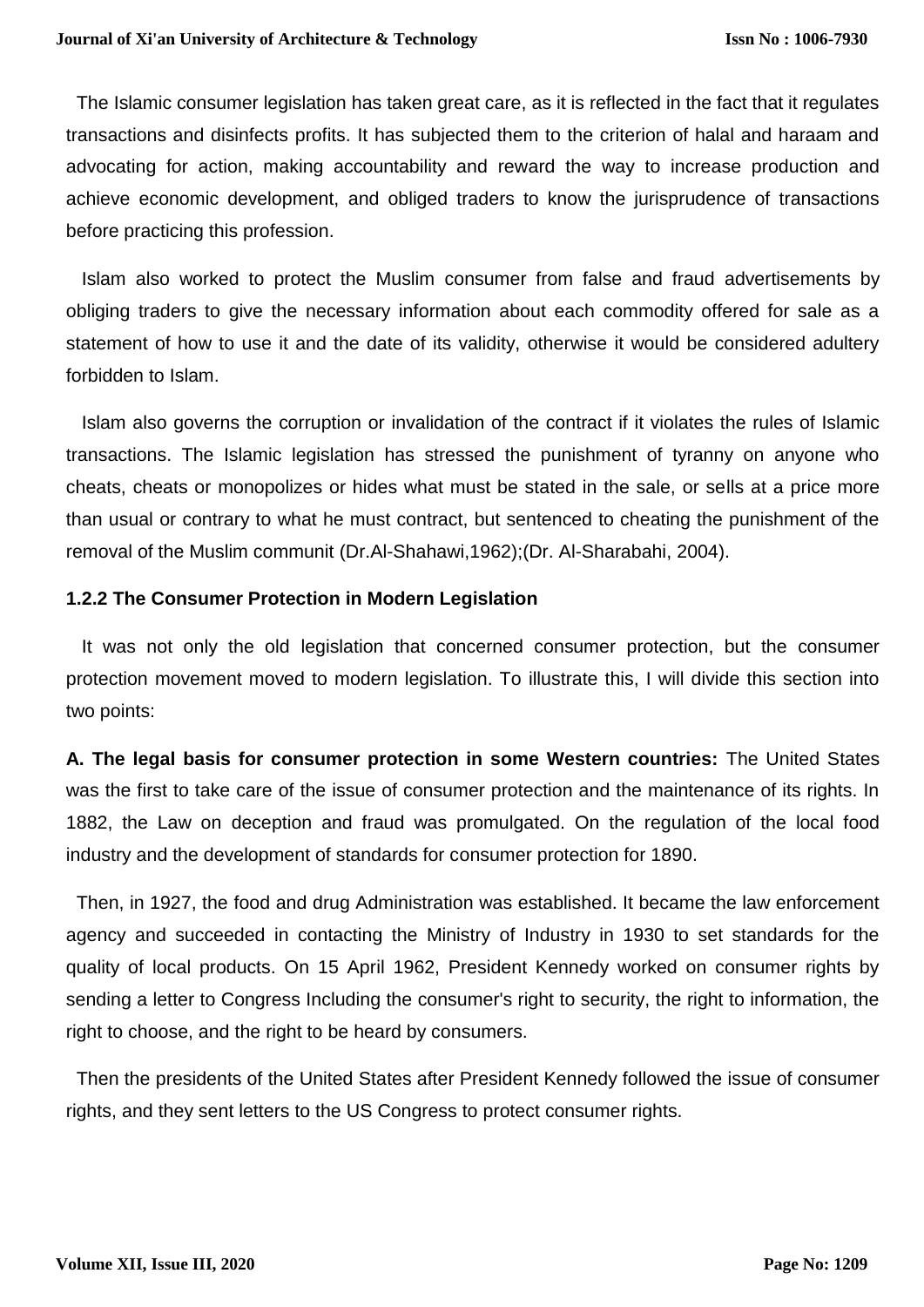The Islamic consumer legislation has taken great care, as it is reflected in the fact that it regulates transactions and disinfects profits. It has subjected them to the criterion of halal and haraam and advocating for action, making accountability and reward the way to increase production and achieve economic development, and obliged traders to know the jurisprudence of transactions before practicing this profession.

Islam also worked to protect the Muslim consumer from false and fraud advertisements by obliging traders to give the necessary information about each commodity offered for sale as a statement of how to use it and the date of its validity, otherwise it would be considered adultery forbidden to Islam.

Islam also governs the corruption or invalidation of the contract if it violates the rules of Islamic transactions. The Islamic legislation has stressed the punishment of tyranny on anyone who cheats, cheats or monopolizes or hides what must be stated in the sale, or sells at a price more than usual or contrary to what he must contract, but sentenced to cheating the punishment of the removal of the Muslim communit (Dr.Al-Shahawi,1962);(Dr. Al-Sharabahi, 2004).

### 1.2.2 The Consumer Protection in Modern Legislation

It was not only the old legislation that concerned consumer protection, but the consumer protection movement moved to modern legislation. To illustrate this, I will divide this section into two points:

**A. The legal basis for consumer protection in some Western countries:** The United States was the first to take care of the issue of consumer protection and the maintenance of its rights. In 1882, the Law on deception and fraud was promulgated. On the regulation of the local food industry and the development of standards for consumer protection for 1890.

Then, in 1927, the food and drug Administration was established. It became the law enforcement agency and succeeded in contacting the Ministry of Industry in 1930 to set standards for the quality of local products. On 15 April 1962, President Kennedy worked on consumer rights by sending a letter to Congress Including the consumer's right to security, the right to information, the right to choose, and the right to be heard by consumers.

Then the presidents of the United States after President Kennedy followed the issue of consumer rights, and they sent letters to the US Congress to protect consumer rights.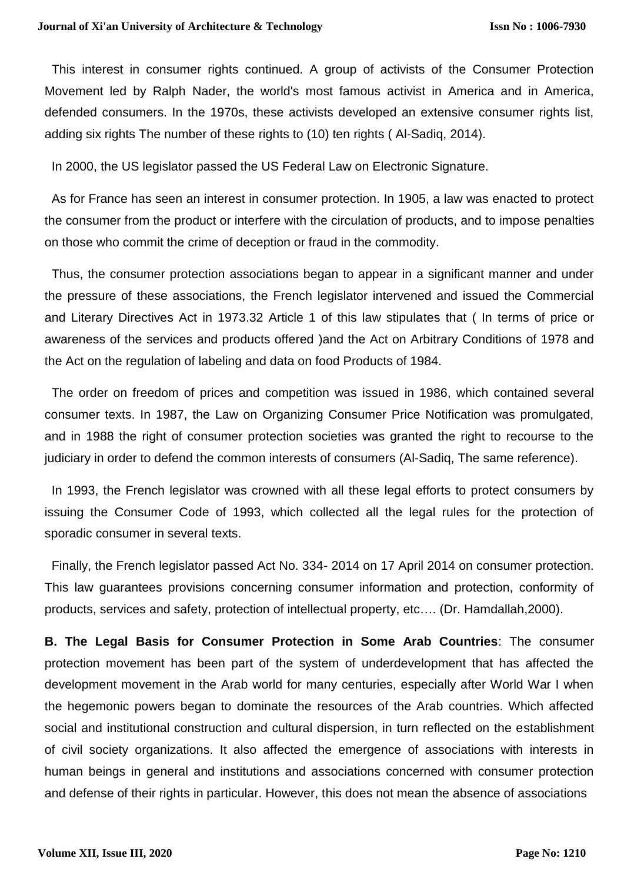This interest in consumer rights continued. A group of activists of the Consumer Protection Movement led by Ralph Nader, the world's most famous activist in America and in America, defended consumers. In the 1970s, these activists developed an extensive consumer rights list, adding six rights The number of these rights to (10) ten rights ( Al-Sadiq, 2014).

In 2000, the US legislator passed the US Federal Law on Electronic Signature.

As for France has seen an interest in consumer protection. In 1905, a law was enacted to protect the consumer from the product or interfere with the circulation of products, and to impose penalties on those who commit the crime of deception or fraud in the commodity.

Thus, the consumer protection associations began to appear in a significant manner and under the pressure of these associations, the French legislator intervened and issued the Commercial and Literary Directives Act in 1973.32 Article 1 of this law stipulates that ( In terms of price or awareness of the services and products offered )and the Act on Arbitrary Conditions of 1978 and the Act on the regulation of labeling and data on food Products of 1984.

The order on freedom of prices and competition was issued in 1986, which contained several consumer texts. In 1987, the Law on Organizing Consumer Price Notification was promulgated, and in 1988 the right of consumer protection societies was granted the right to recourse to the judiciary in order to defend the common interests of consumers (Al-Sadiq, The same reference).

In 1993, the French legislator was crowned with all these legal efforts to protect consumers by issuing the Consumer Code of 1993, which collected all the legal rules for the protection of sporadic consumer in several texts.

Finally, the French legislator passed Act No. 334- 2014 on 17 April 2014 on consumer protection. This law guarantees provisions concerning consumer information and protection, conformity of products, services and safety, protection of intellectual property, etc…. (Dr. Hamdallah,2000).

**B. The Legal Basis for Consumer Protection in Some Arab Countries**: The consumer protection movement has been part of the system of underdevelopment that has affected the development movement in the Arab world for many centuries, especially after World War I when the hegemonic powers began to dominate the resources of the Arab countries. Which affected social and institutional construction and cultural dispersion, in turn reflected on the establishment of civil society organizations. It also affected the emergence of associations with interests in human beings in general and institutions and associations concerned with consumer protection and defense of their rights in particular. However, this does not mean the absence of associations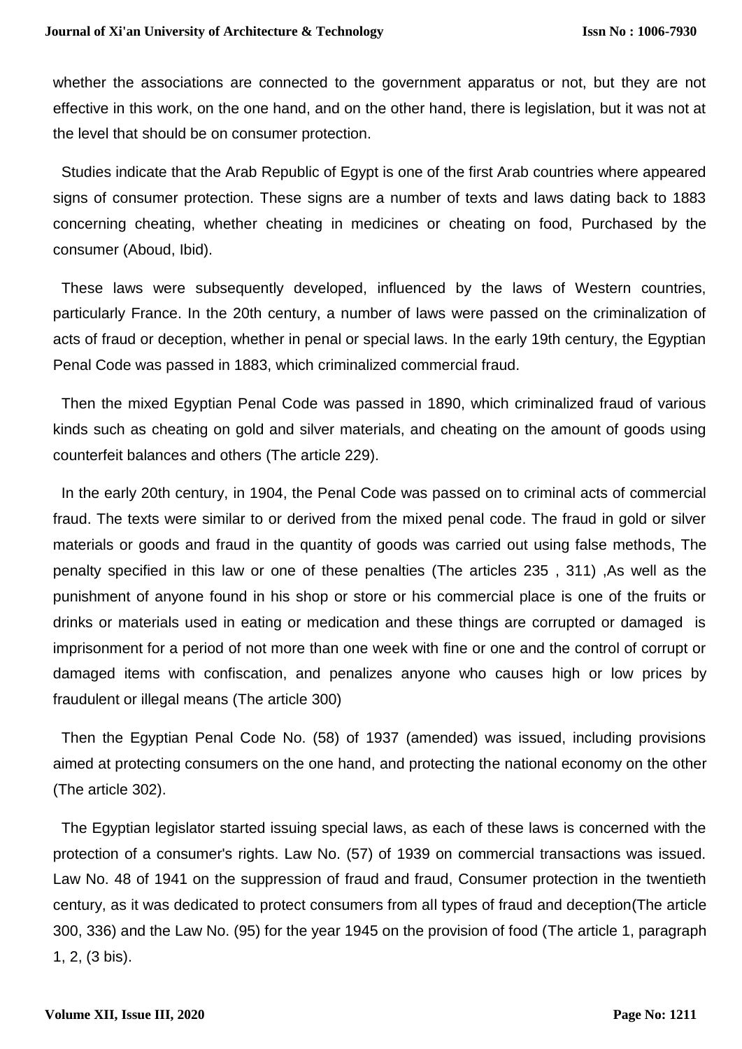whether the associations are connected to the government apparatus or not, but they are not effective in this work, on the one hand, and on the other hand, there is legislation, but it was not at the level that should be on consumer protection.

Studies indicate that the Arab Republic of Egypt is one of the first Arab countries where appeared signs of consumer protection. These signs are a number of texts and laws dating back to 1883 concerning cheating, whether cheating in medicines or cheating on food, Purchased by the consumer (Aboud, Ibid).

These laws were subsequently developed, influenced by the laws of Western countries, particularly France. In the 20th century, a number of laws were passed on the criminalization of acts of fraud or deception, whether in penal or special laws. In the early 19th century, the Egyptian Penal Code was passed in 1883, which criminalized commercial fraud.

Then the mixed Egyptian Penal Code was passed in 1890, which criminalized fraud of various kinds such as cheating on gold and silver materials, and cheating on the amount of goods using counterfeit balances and others (The article 229).

In the early 20th century, in 1904, the Penal Code was passed on to criminal acts of commercial fraud. The texts were similar to or derived from the mixed penal code. The fraud in gold or silver materials or goods and fraud in the quantity of goods was carried out using false methods, The penalty specified in this law or one of these penalties (The articles 235 , 311) ,As well as the punishment of anyone found in his shop or store or his commercial place is one of the fruits or drinks or materials used in eating or medication and these things are corrupted or damaged is imprisonment for a period of not more than one week with fine or one and the control of corrupt or damaged items with confiscation, and penalizes anyone who causes high or low prices by fraudulent or illegal means (The article 300)

Then the Egyptian Penal Code No. (58) of 1937 (amended) was issued, including provisions aimed at protecting consumers on the one hand, and protecting the national economy on the other (The article 302).

The Egyptian legislator started issuing special laws, as each of these laws is concerned with the protection of a consumer's rights. Law No. (57) of 1939 on commercial transactions was issued. Law No. 48 of 1941 on the suppression of fraud and fraud, Consumer protection in the twentieth century, as it was dedicated to protect consumers from all types of fraud and deception(The article 300, 336) and the Law No. (95) for the year 1945 on the provision of food (The article 1, paragraph 1, 2, (3 bis).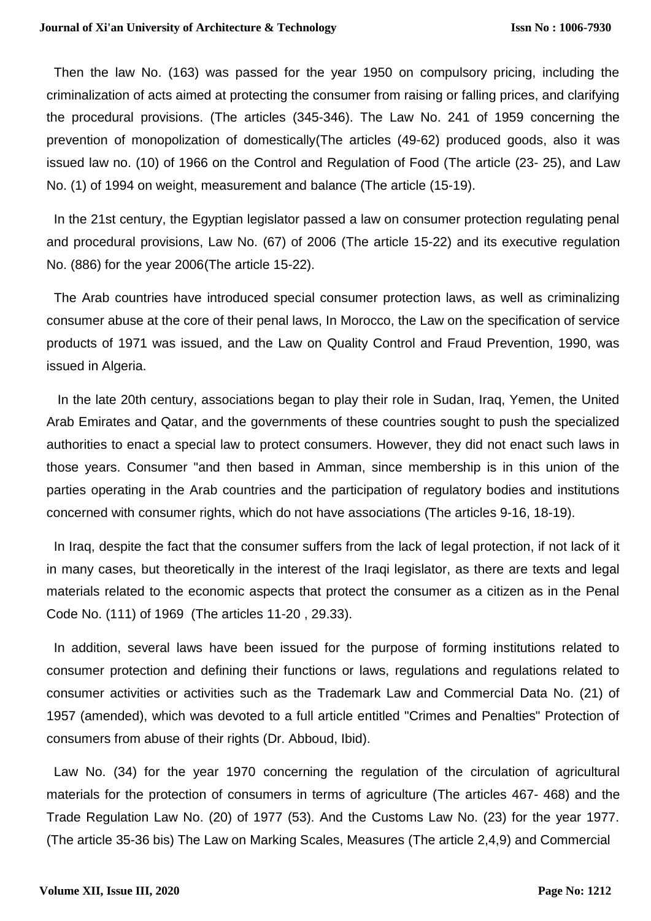Then the law No. (163) was passed for the year 1950 on compulsory pricing, including the criminalization of acts aimed at protecting the consumer from raising or falling prices, and clarifying the procedural provisions. (The articles (345-346). The Law No. 241 of 1959 concerning the prevention of monopolization of domestically(The articles (49-62) produced goods, also it was issued law no. (10) of 1966 on the Control and Regulation of Food (The article (23- 25), and Law No. (1) of 1994 on weight, measurement and balance (The article (15-19).

In the 21st century, the Egyptian legislator passed a law on consumer protection regulating penal and procedural provisions, Law No. (67) of 2006 (The article 15-22) and its executive regulation No. (886) for the year 2006(The article 15-22).

The Arab countries have introduced special consumer protection laws, as well as criminalizing consumer abuse at the core of their penal laws, In Morocco, the Law on the specification of service products of 1971 was issued, and the Law on Quality Control and Fraud Prevention, 1990, was issued in Algeria.

In the late 20th century, associations began to play their role in Sudan, Iraq, Yemen, the United Arab Emirates and Qatar, and the governments of these countries sought to push the specialized authorities to enact a special law to protect consumers. However, they did not enact such laws in those years. Consumer "and then based in Amman, since membership is in this union of the parties operating in the Arab countries and the participation of regulatory bodies and institutions concerned with consumer rights, which do not have associations (The articles 9-16, 18-19).

In Iraq, despite the fact that the consumer suffers from the lack of legal protection, if not lack of it in many cases, but theoretically in the interest of the Iraqi legislator, as there are texts and legal materials related to the economic aspects that protect the consumer as a citizen as in the Penal Code No. (111) of 1969 (The articles 11-20 , 29.33).

In addition, several laws have been issued for the purpose of forming institutions related to consumer protection and defining their functions or laws, regulations and regulations related to consumer activities or activities such as the Trademark Law and Commercial Data No. (21) of 1957 (amended), which was devoted to a full article entitled "Crimes and Penalties" Protection of consumers from abuse of their rights (Dr. Abboud, Ibid).

Law No. (34) for the year 1970 concerning the regulation of the circulation of agricultural materials for the protection of consumers in terms of agriculture (The articles 467- 468) and the Trade Regulation Law No. (20) of 1977 (53). And the Customs Law No. (23) for the year 1977. (The article 35-36 bis) The Law on Marking Scales, Measures (The article 2,4,9) and Commercial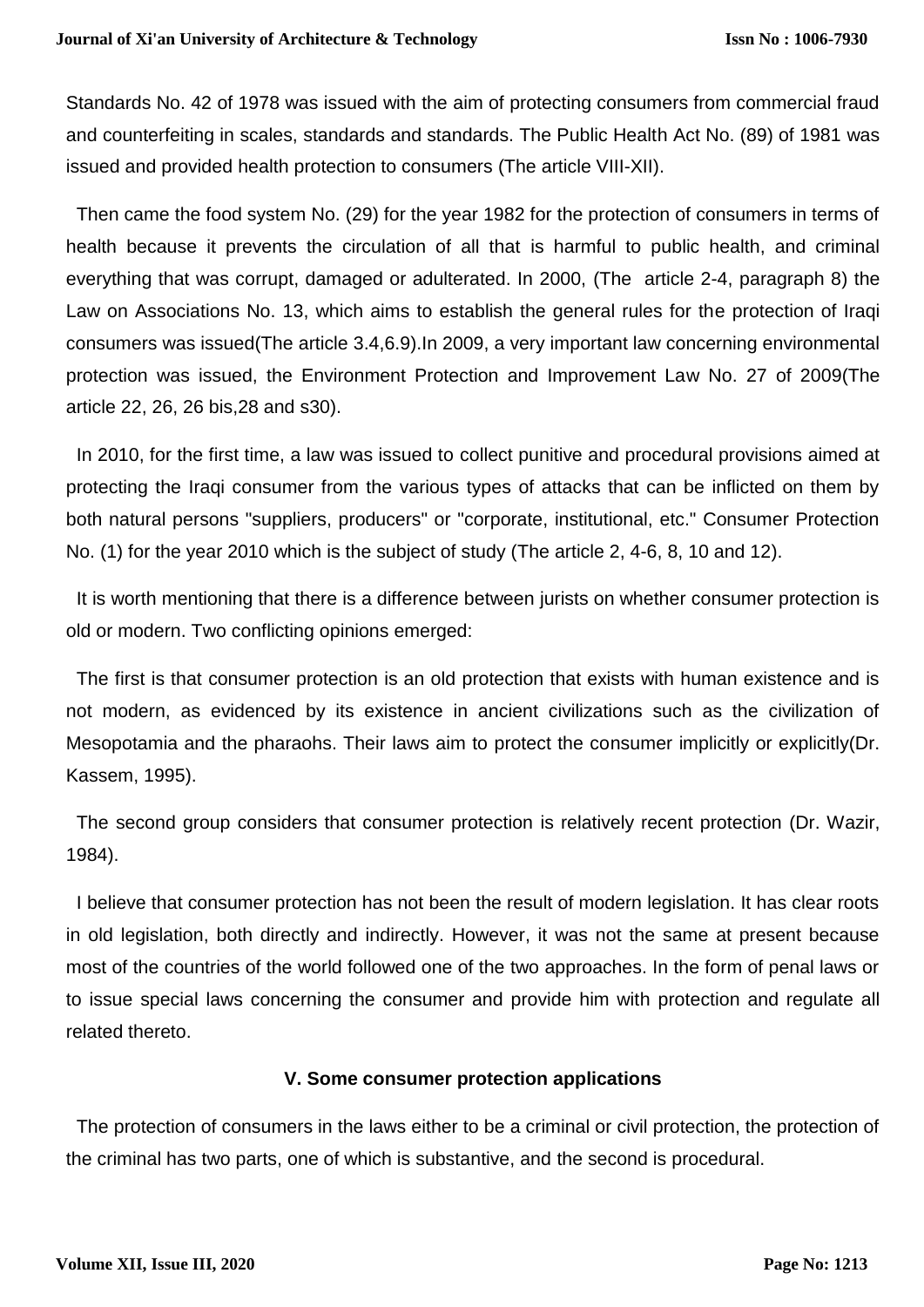Standards No. 42 of 1978 was issued with the aim of protecting consumers from commercial fraud and counterfeiting in scales, standards and standards. The Public Health Act No. (89) of 1981 was issued and provided health protection to consumers (The article VIII-XII).

Then came the food system No. (29) for the year 1982 for the protection of consumers in terms of health because it prevents the circulation of all that is harmful to public health, and criminal everything that was corrupt, damaged or adulterated. In 2000, (The article 2-4, paragraph 8) the Law on Associations No. 13, which aims to establish the general rules for the protection of Iraqi consumers was issued(The article 3.4,6.9).In 2009, a very important law concerning environmental protection was issued, the Environment Protection and Improvement Law No. 27 of 2009(The article 22, 26, 26 bis,28 and s30).

In 2010, for the first time, a law was issued to collect punitive and procedural provisions aimed at protecting the Iraqi consumer from the various types of attacks that can be inflicted on them by both natural persons "suppliers, producers" or "corporate, institutional, etc." Consumer Protection No. (1) for the year 2010 which is the subject of study (The article 2, 4-6, 8, 10 and 12).

It is worth mentioning that there is a difference between jurists on whether consumer protection is old or modern. Two conflicting opinions emerged:

The first is that consumer protection is an old protection that exists with human existence and is not modern, as evidenced by its existence in ancient civilizations such as the civilization of Mesopotamia and the pharaohs. Their laws aim to protect the consumer implicitly or explicitly(Dr. Kassem, 1995).

The second group considers that consumer protection is relatively recent protection (Dr. Wazir, 1984).

I believe that consumer protection has not been the result of modern legislation. It has clear roots in old legislation, both directly and indirectly. However, it was not the same at present because most of the countries of the world followed one of the two approaches. In the form of penal laws or to issue special laws concerning the consumer and provide him with protection and regulate all related thereto.

## V. Some consumer protection applications

The protection of consumers in the laws either to be a criminal or civil protection, the protection of the criminal has two parts, one of which is substantive, and the second is procedural.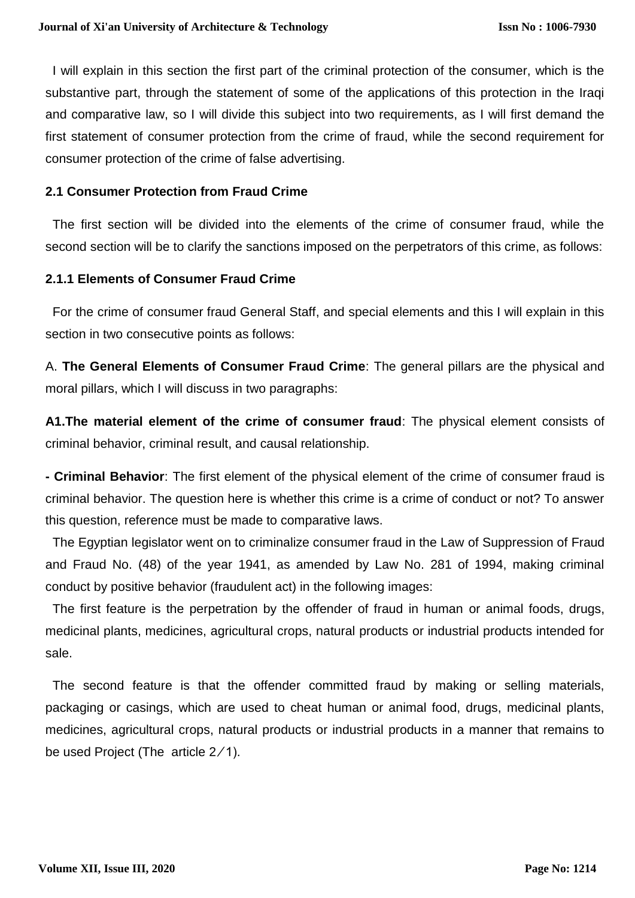I will explain in this section the first part of the criminal protection of the consumer, which is the substantive part, through the statement of some of the applications of this protection in the Iraqi and comparative law, so I will divide this subject into two requirements, as I will first demand the first statement of consumer protection from the crime of fraud, while the second requirement for consumer protection of the crime of false advertising.

### 2.1 Consumer Protection from Fraud Crime

The first section will be divided into the elements of the crime of consumer fraud, while the second section will be to clarify the sanctions imposed on the perpetrators of this crime, as follows:

#### 2.1.1 Elements of Consumer Fraud Crime

For the crime of consumer fraud General Staff, and special elements and this I will explain in this section in two consecutive points as follows:

A. **The General Elements of Consumer Fraud Crime**: The general pillars are the physical and moral pillars, which I will discuss in two paragraphs:

**A1.The material element of the crime of consumer fraud**: The physical element consists of criminal behavior, criminal result, and causal relationship.

**- Criminal Behavior**: The first element of the physical element of the crime of consumer fraud is criminal behavior. The question here is whether this crime is a crime of conduct or not? To answer this question, reference must be made to comparative laws.

The Egyptian legislator went on to criminalize consumer fraud in the Law of Suppression of Fraud and Fraud No. (48) of the year 1941, as amended by Law No. 281 of 1994, making criminal conduct by positive behavior (fraudulent act) in the following images:

The first feature is the perpetration by the offender of fraud in human or animal foods, drugs, medicinal plants, medicines, agricultural crops, natural products or industrial products intended for sale.

The second feature is that the offender committed fraud by making or selling materials, packaging or casings, which are used to cheat human or animal food, drugs, medicinal plants, medicines, agricultural crops, natural products or industrial products in a manner that remains to be used Project (The article 2/1).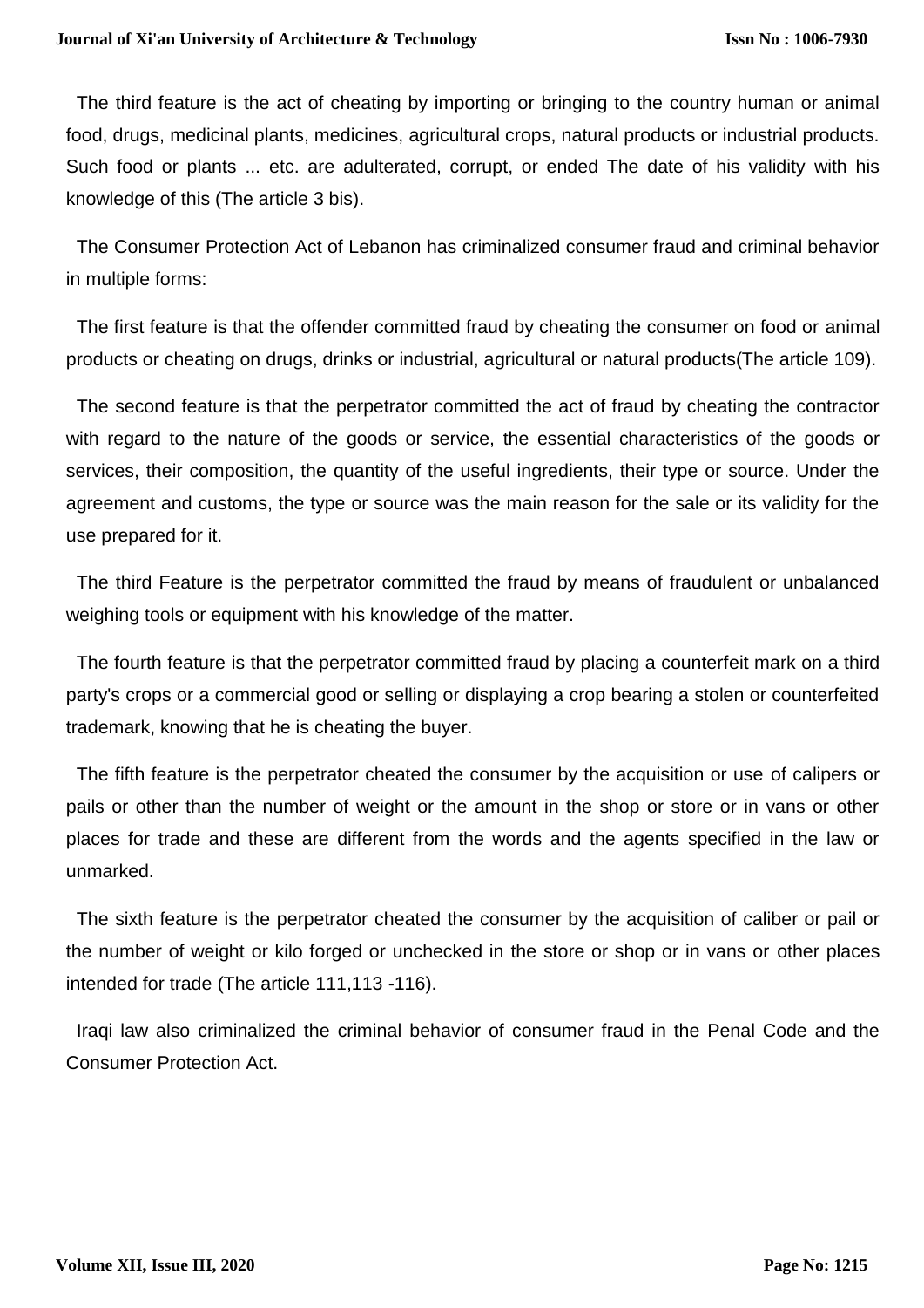The third feature is the act of cheating by importing or bringing to the country human or animal food, drugs, medicinal plants, medicines, agricultural crops, natural products or industrial products. Such food or plants ... etc. are adulterated, corrupt, or ended The date of his validity with his knowledge of this (The article 3 bis).

The Consumer Protection Act of Lebanon has criminalized consumer fraud and criminal behavior in multiple forms:

The first feature is that the offender committed fraud by cheating the consumer on food or animal products or cheating on drugs, drinks or industrial, agricultural or natural products(The article 109).

The second feature is that the perpetrator committed the act of fraud by cheating the contractor with regard to the nature of the goods or service, the essential characteristics of the goods or services, their composition, the quantity of the useful ingredients, their type or source. Under the agreement and customs, the type or source was the main reason for the sale or its validity for the use prepared for it.

The third Feature is the perpetrator committed the fraud by means of fraudulent or unbalanced weighing tools or equipment with his knowledge of the matter.

The fourth feature is that the perpetrator committed fraud by placing a counterfeit mark on a third party's crops or a commercial good or selling or displaying a crop bearing a stolen or counterfeited trademark, knowing that he is cheating the buyer.

The fifth feature is the perpetrator cheated the consumer by the acquisition or use of calipers or pails or other than the number of weight or the amount in the shop or store or in vans or other places for trade and these are different from the words and the agents specified in the law or unmarked.

The sixth feature is the perpetrator cheated the consumer by the acquisition of caliber or pail or the number of weight or kilo forged or unchecked in the store or shop or in vans or other places intended for trade (The article 111,113 -116).

Iraqi law also criminalized the criminal behavior of consumer fraud in the Penal Code and the Consumer Protection Act.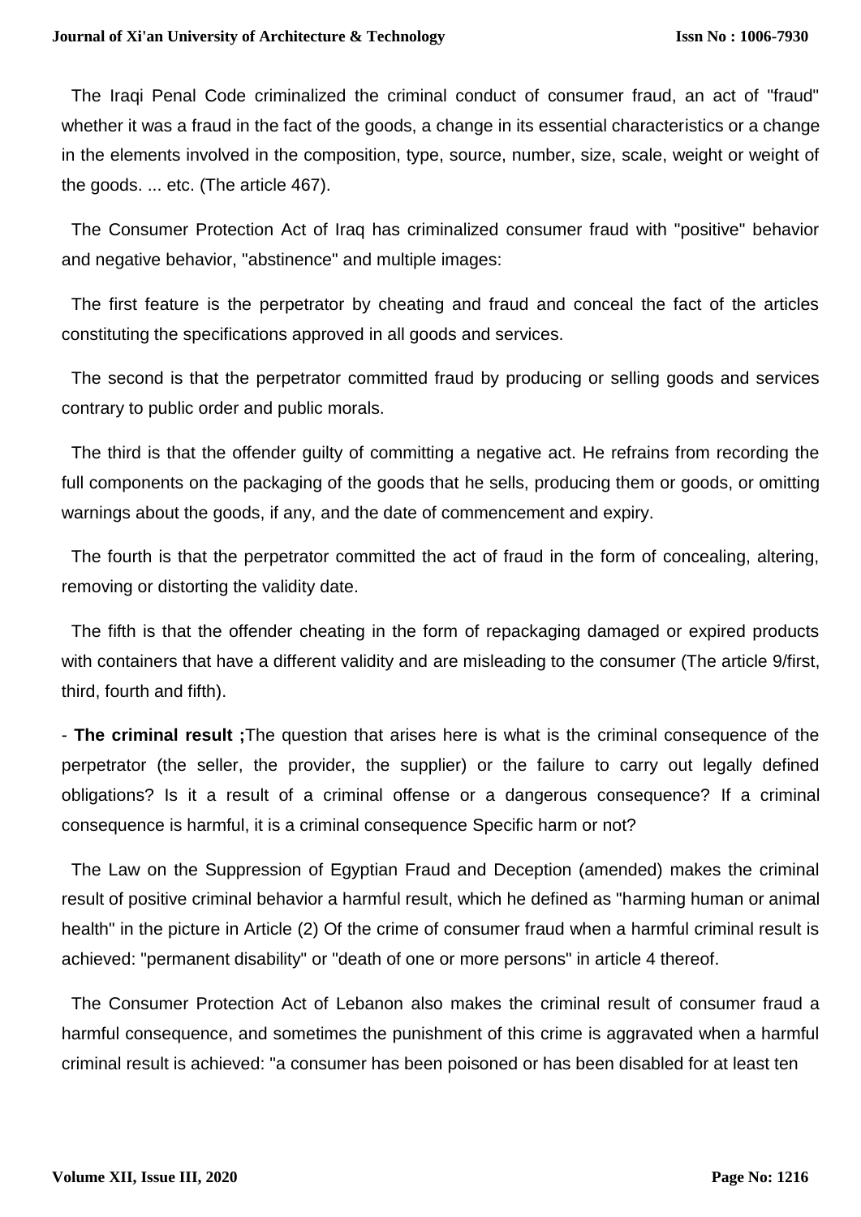The Iraqi Penal Code criminalized the criminal conduct of consumer fraud, an act of "fraud" whether it was a fraud in the fact of the goods, a change in its essential characteristics or a change in the elements involved in the composition, type, source, number, size, scale, weight or weight of the goods. ... etc. (The article 467).

The Consumer Protection Act of Iraq has criminalized consumer fraud with "positive" behavior and negative behavior, "abstinence" and multiple images:

The first feature is the perpetrator by cheating and fraud and conceal the fact of the articles constituting the specifications approved in all goods and services.

The second is that the perpetrator committed fraud by producing or selling goods and services contrary to public order and public morals.

The third is that the offender guilty of committing a negative act. He refrains from recording the full components on the packaging of the goods that he sells, producing them or goods, or omitting warnings about the goods, if any, and the date of commencement and expiry.

The fourth is that the perpetrator committed the act of fraud in the form of concealing, altering, removing or distorting the validity date.

The fifth is that the offender cheating in the form of repackaging damaged or expired products with containers that have a different validity and are misleading to the consumer (The article 9/first, third, fourth and fifth).

- **The criminal result ;**The question that arises here is what is the criminal consequence of the perpetrator (the seller, the provider, the supplier) or the failure to carry out legally defined obligations? Is it a result of a criminal offense or a dangerous consequence? If a criminal consequence is harmful, it is a criminal consequence Specific harm or not?

The Law on the Suppression of Egyptian Fraud and Deception (amended) makes the criminal result of positive criminal behavior a harmful result, which he defined as "harming human or animal health" in the picture in Article (2) Of the crime of consumer fraud when a harmful criminal result is achieved: "permanent disability" or "death of one or more persons" in article 4 thereof.

The Consumer Protection Act of Lebanon also makes the criminal result of consumer fraud a harmful consequence, and sometimes the punishment of this crime is aggravated when a harmful criminal result is achieved: "a consumer has been poisoned or has been disabled for at least ten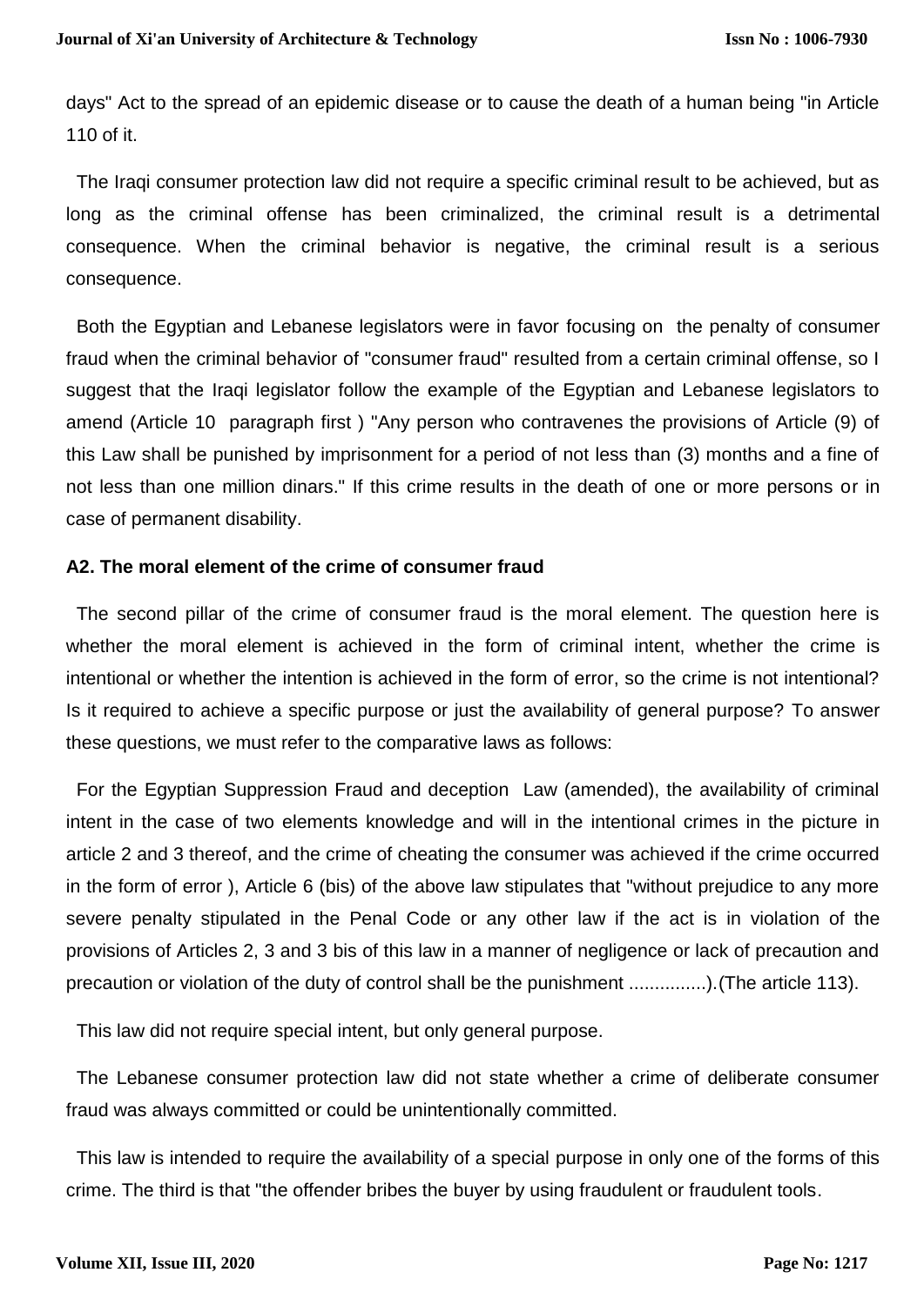days" Act to the spread of an epidemic disease or to cause the death of a human being "in Article 110 of it.

The Iraqi consumer protection law did not require a specific criminal result to be achieved, but as long as the criminal offense has been criminalized, the criminal result is a detrimental consequence. When the criminal behavior is negative, the criminal result is a serious consequence.

Both the Egyptian and Lebanese legislators were in favor focusing on the penalty of consumer fraud when the criminal behavior of "consumer fraud" resulted from a certain criminal offense, so I suggest that the Iraqi legislator follow the example of the Egyptian and Lebanese legislators to amend (Article 10 paragraph first ) "Any person who contravenes the provisions of Article (9) of this Law shall be punished by imprisonment for a period of not less than (3) months and a fine of not less than one million dinars." If this crime results in the death of one or more persons or in case of permanent disability.

**A2. The moral element of the crime of consumer fraud**

The second pillar of the crime of consumer fraud is the moral element. The question here is whether the moral element is achieved in the form of criminal intent, whether the crime is intentional or whether the intention is achieved in the form of error, so the crime is not intentional? Is it required to achieve a specific purpose or just the availability of general purpose? To answer these questions, we must refer to the comparative laws as follows:

For the Egyptian Suppression Fraud and deception Law (amended), the availability of criminal intent in the case of two elements knowledge and will in the intentional crimes in the picture in article 2 and 3 thereof, and the crime of cheating the consumer was achieved if the crime occurred in the form of error ), Article 6 (bis) of the above law stipulates that "without prejudice to any more severe penalty stipulated in the Penal Code or any other law if the act is in violation of the provisions of Articles 2, 3 and 3 bis of this law in a manner of negligence or lack of precaution and precaution or violation of the duty of control shall be the punishment ...............).(The article 113).

This law did not require special intent, but only general purpose.

The Lebanese consumer protection law did not state whether a crime of deliberate consumer fraud was always committed or could be unintentionally committed.

This law is intended to require the availability of a special purpose in only one of the forms of this crime. The third is that "the offender bribes the buyer by using fraudulent or fraudulent tools.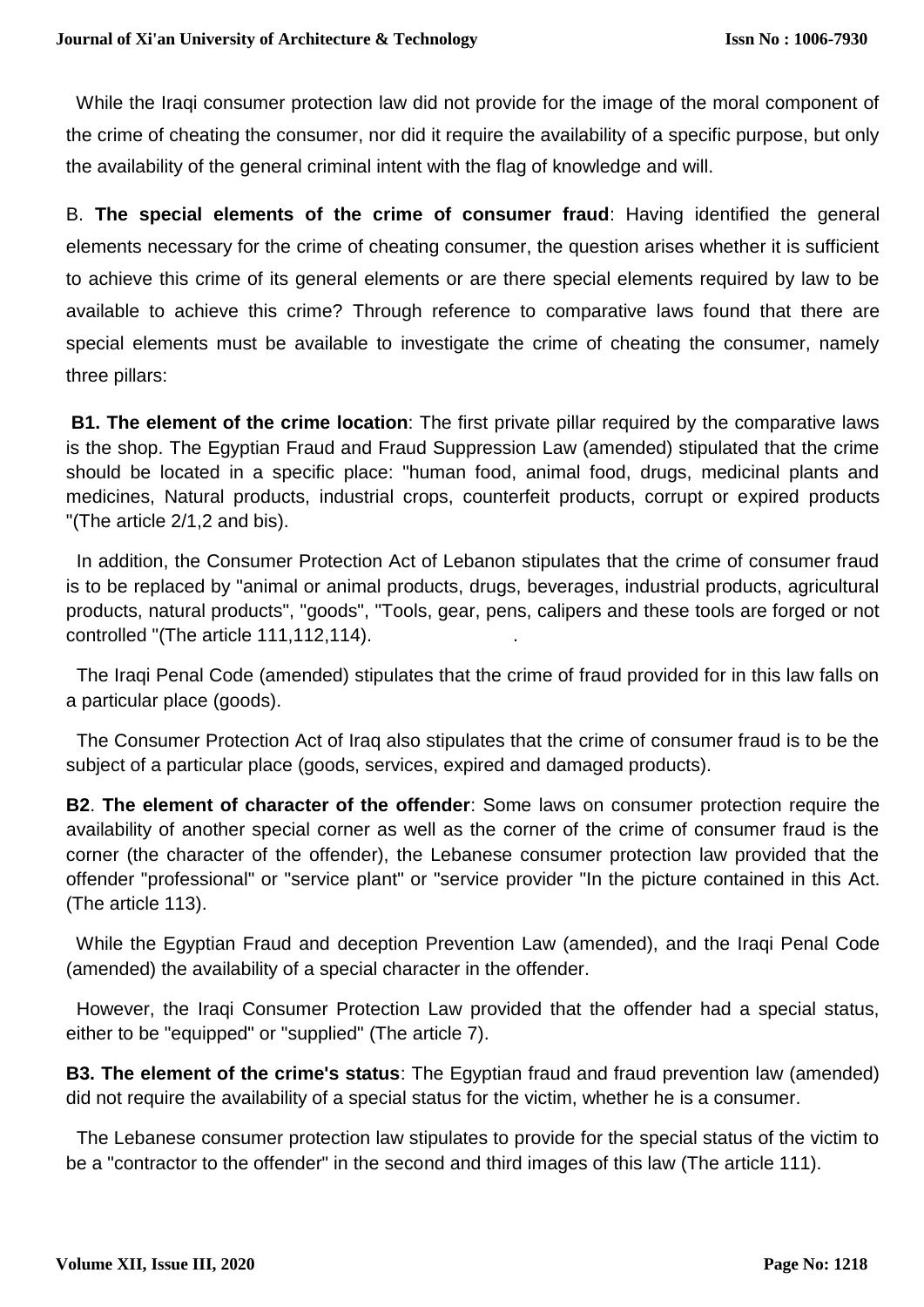While the Iraqi consumer protection law did not provide for the image of the moral component of the crime of cheating the consumer, nor did it require the availability of a specific purpose, but only the availability of the general criminal intent with the flag of knowledge and will.

B. **The special elements of the crime of consumer fraud**: Having identified the general elements necessary for the crime of cheating consumer, the question arises whether it is sufficient to achieve this crime of its general elements or are there special elements required by law to be available to achieve this crime? Through reference to comparative laws found that there are special elements must be available to investigate the crime of cheating the consumer, namely three pillars:

**B1. The element of the crime location**: The first private pillar required by the comparative laws is the shop. The Egyptian Fraud and Fraud Suppression Law (amended) stipulated that the crime should be located in a specific place: "human food, animal food, drugs, medicinal plants and medicines, Natural products, industrial crops, counterfeit products, corrupt or expired products "(The article 2/1,2 and bis).

In addition, the Consumer Protection Act of Lebanon stipulates that the crime of consumer fraud is to be replaced by "animal or animal products, drugs, beverages, industrial products, agricultural products, natural products", "goods", "Tools, gear, pens, calipers and these tools are forged or not controlled "(The article 111,112,114).

The Iraqi Penal Code (amended) stipulates that the crime of fraud provided for in this law falls on a particular place (goods).

The Consumer Protection Act of Iraq also stipulates that the crime of consumer fraud is to be the subject of a particular place (goods, services, expired and damaged products).

**B2**. **The element of character of the offender**: Some laws on consumer protection require the availability of another special corner as well as the corner of the crime of consumer fraud is the corner (the character of the offender), the Lebanese consumer protection law provided that the offender "professional" or "service plant" or "service provider "In the picture contained in this Act. (The article 113).

While the Egyptian Fraud and deception Prevention Law (amended), and the Iraqi Penal Code (amended) the availability of a special character in the offender.

However, the Iraqi Consumer Protection Law provided that the offender had a special status, either to be "equipped" or "supplied" (The article 7).

**B3. The element of the crime's status**: The Egyptian fraud and fraud prevention law (amended) did not require the availability of a special status for the victim, whether he is a consumer.

The Lebanese consumer protection law stipulates to provide for the special status of the victim to be a "contractor to the offender" in the second and third images of this law (The article 111).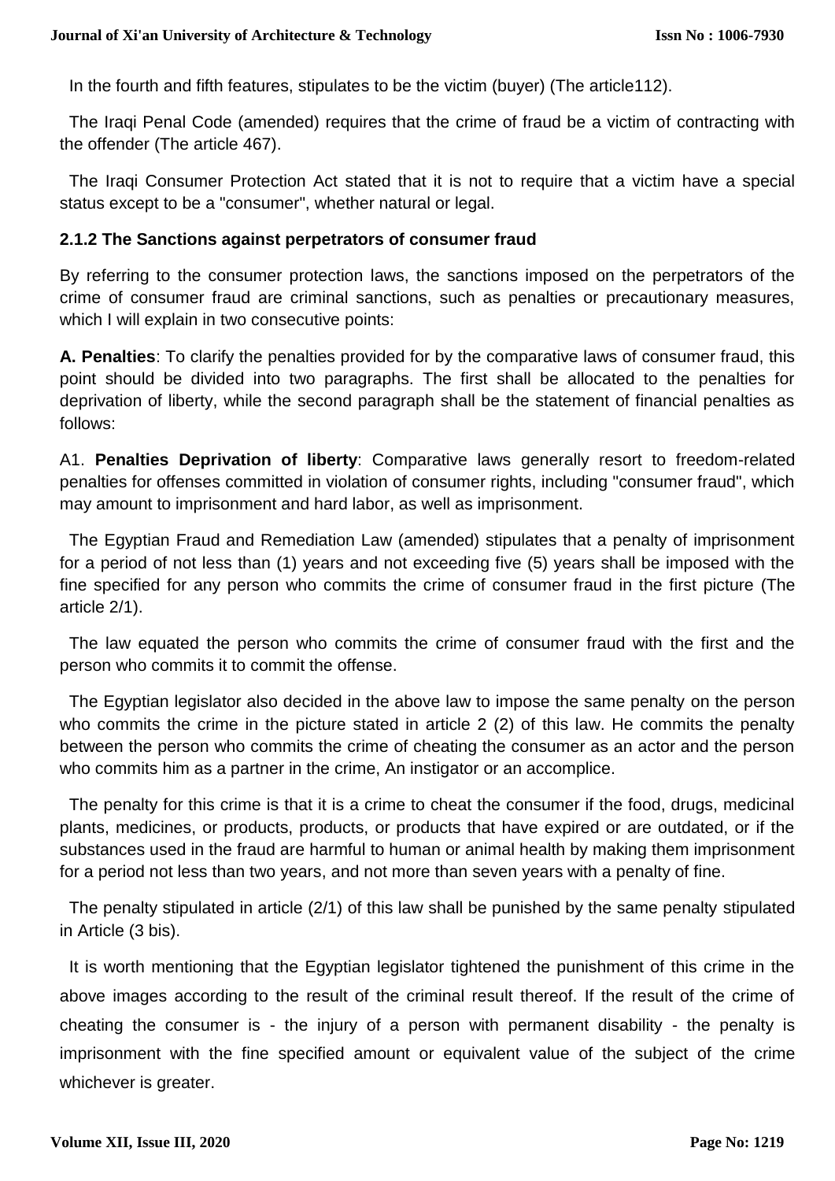In the fourth and fifth features, stipulates to be the victim (buyer) (The article112).

The Iraqi Penal Code (amended) requires that the crime of fraud be a victim of contracting with the offender (The article 467).

The Iraqi Consumer Protection Act stated that it is not to require that a victim have a special status except to be a "consumer", whether natural or legal.

### 2.1.2 The Sanctions against perpetrators of consumer fraud

By referring to the consumer protection laws, the sanctions imposed on the perpetrators of the crime of consumer fraud are criminal sanctions, such as penalties or precautionary measures, which I will explain in two consecutive points:

**A. Penalties**: To clarify the penalties provided for by the comparative laws of consumer fraud, this point should be divided into two paragraphs. The first shall be allocated to the penalties for deprivation of liberty, while the second paragraph shall be the statement of financial penalties as follows:

A1. **Penalties Deprivation of liberty**: Comparative laws generally resort to freedom-related penalties for offenses committed in violation of consumer rights, including "consumer fraud", which may amount to imprisonment and hard labor, as well as imprisonment.

The Egyptian Fraud and Remediation Law (amended) stipulates that a penalty of imprisonment for a period of not less than (1) years and not exceeding five (5) years shall be imposed with the fine specified for any person who commits the crime of consumer fraud in the first picture (The article 2/1).

The law equated the person who commits the crime of consumer fraud with the first and the person who commits it to commit the offense.

The Egyptian legislator also decided in the above law to impose the same penalty on the person who commits the crime in the picture stated in article 2 (2) of this law. He commits the penalty between the person who commits the crime of cheating the consumer as an actor and the person who commits him as a partner in the crime, An instigator or an accomplice.

The penalty for this crime is that it is a crime to cheat the consumer if the food, drugs, medicinal plants, medicines, or products, products, or products that have expired or are outdated, or if the substances used in the fraud are harmful to human or animal health by making them imprisonment for a period not less than two years, and not more than seven years with a penalty of fine.

The penalty stipulated in article (2/1) of this law shall be punished by the same penalty stipulated in Article (3 bis).

It is worth mentioning that the Egyptian legislator tightened the punishment of this crime in the above images according to the result of the criminal result thereof. If the result of the crime of cheating the consumer is - the injury of a person with permanent disability - the penalty is imprisonment with the fine specified amount or equivalent value of the subject of the crime whichever is greater.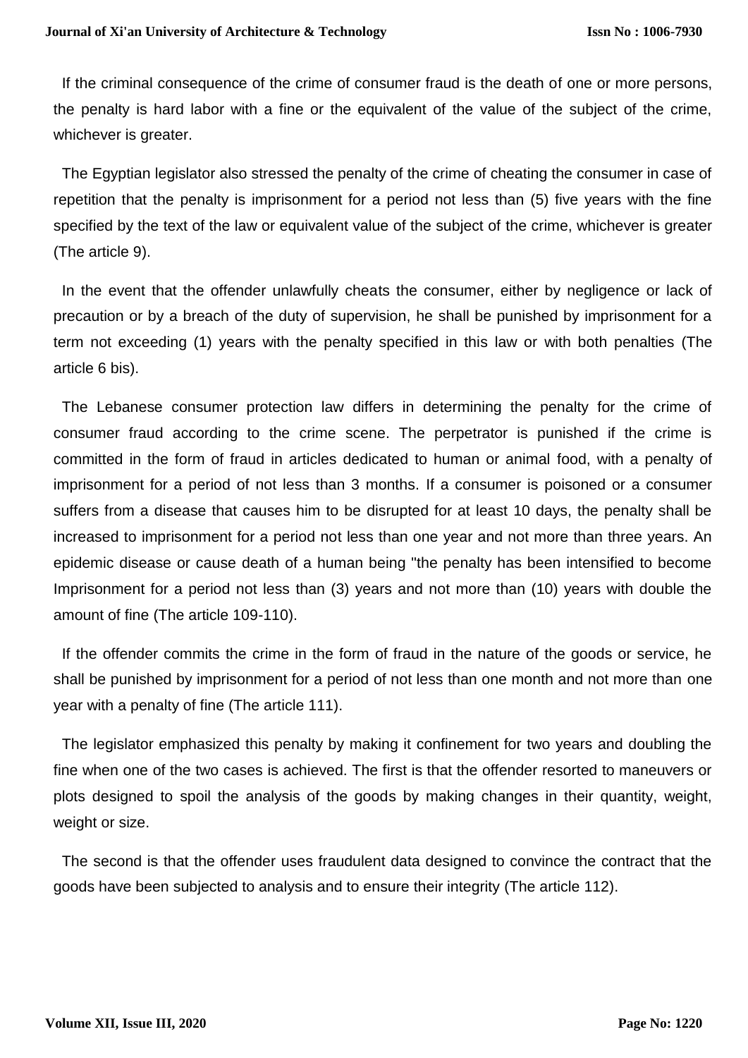If the criminal consequence of the crime of consumer fraud is the death of one or more persons, the penalty is hard labor with a fine or the equivalent of the value of the subject of the crime, whichever is greater.

The Egyptian legislator also stressed the penalty of the crime of cheating the consumer in case of repetition that the penalty is imprisonment for a period not less than (5) five years with the fine specified by the text of the law or equivalent value of the subject of the crime, whichever is greater (The article 9).

In the event that the offender unlawfully cheats the consumer, either by negligence or lack of precaution or by a breach of the duty of supervision, he shall be punished by imprisonment for a term not exceeding (1) years with the penalty specified in this law or with both penalties (The article 6 bis).

The Lebanese consumer protection law differs in determining the penalty for the crime of consumer fraud according to the crime scene. The perpetrator is punished if the crime is committed in the form of fraud in articles dedicated to human or animal food, with a penalty of imprisonment for a period of not less than 3 months. If a consumer is poisoned or a consumer suffers from a disease that causes him to be disrupted for at least 10 days, the penalty shall be increased to imprisonment for a period not less than one year and not more than three years. An epidemic disease or cause death of a human being "the penalty has been intensified to become Imprisonment for a period not less than (3) years and not more than (10) years with double the amount of fine (The article 109-110).

If the offender commits the crime in the form of fraud in the nature of the goods or service, he shall be punished by imprisonment for a period of not less than one month and not more than one year with a penalty of fine (The article 111).

The legislator emphasized this penalty by making it confinement for two years and doubling the fine when one of the two cases is achieved. The first is that the offender resorted to maneuvers or plots designed to spoil the analysis of the goods by making changes in their quantity, weight, weight or size.

The second is that the offender uses fraudulent data designed to convince the contract that the goods have been subjected to analysis and to ensure their integrity (The article 112).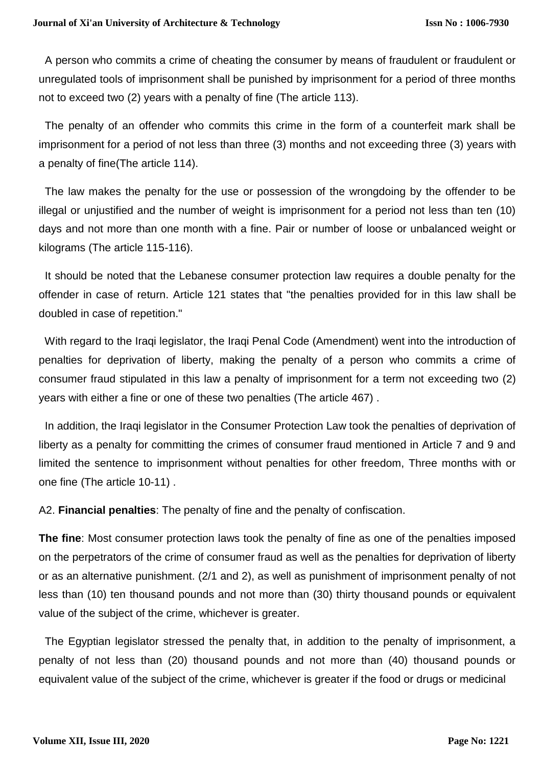A person who commits a crime of cheating the consumer by means of fraudulent or fraudulent or unregulated tools of imprisonment shall be punished by imprisonment for a period of three months not to exceed two (2) years with a penalty of fine (The article 113).

The penalty of an offender who commits this crime in the form of a counterfeit mark shall be imprisonment for a period of not less than three (3) months and not exceeding three (3) years with a penalty of fine(The article 114).

The law makes the penalty for the use or possession of the wrongdoing by the offender to be illegal or unjustified and the number of weight is imprisonment for a period not less than ten (10) days and not more than one month with a fine. Pair or number of loose or unbalanced weight or kilograms (The article 115-116).

It should be noted that the Lebanese consumer protection law requires a double penalty for the offender in case of return. Article 121 states that "the penalties provided for in this law shall be doubled in case of repetition."

With regard to the Iraqi legislator, the Iraqi Penal Code (Amendment) went into the introduction of penalties for deprivation of liberty, making the penalty of a person who commits a crime of consumer fraud stipulated in this law a penalty of imprisonment for a term not exceeding two (2) years with either a fine or one of these two penalties (The article 467) .

In addition, the Iraqi legislator in the Consumer Protection Law took the penalties of deprivation of liberty as a penalty for committing the crimes of consumer fraud mentioned in Article 7 and 9 and limited the sentence to imprisonment without penalties for other freedom, Three months with or one fine (The article 10-11) .

A2. **Financial penalties**: The penalty of fine and the penalty of confiscation.

**The fine**: Most consumer protection laws took the penalty of fine as one of the penalties imposed on the perpetrators of the crime of consumer fraud as well as the penalties for deprivation of liberty or as an alternative punishment. (2/1 and 2), as well as punishment of imprisonment penalty of not less than (10) ten thousand pounds and not more than (30) thirty thousand pounds or equivalent value of the subject of the crime, whichever is greater.

The Egyptian legislator stressed the penalty that, in addition to the penalty of imprisonment, a penalty of not less than (20) thousand pounds and not more than (40) thousand pounds or equivalent value of the subject of the crime, whichever is greater if the food or drugs or medicinal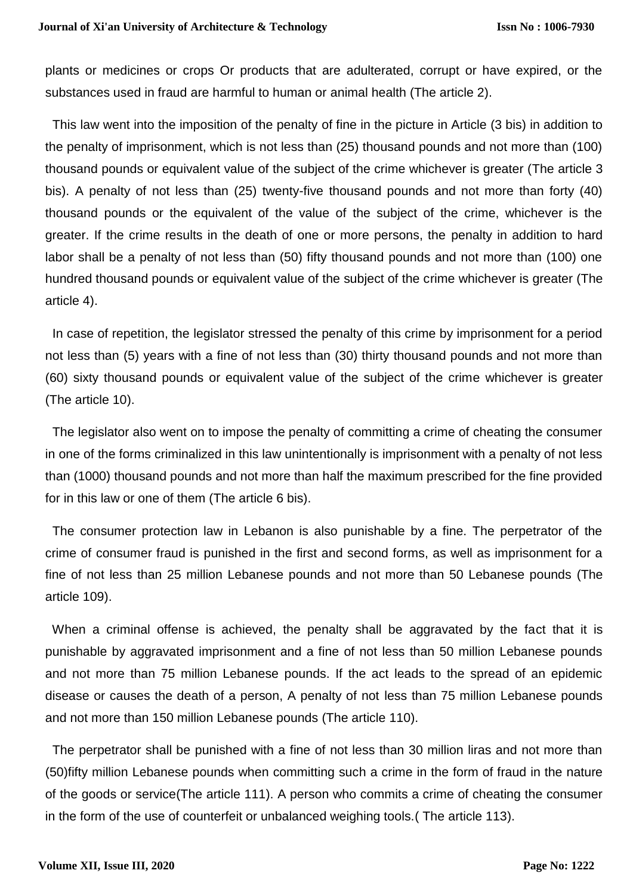plants or medicines or crops Or products that are adulterated, corrupt or have expired, or the substances used in fraud are harmful to human or animal health (The article 2).

This law went into the imposition of the penalty of fine in the picture in Article (3 bis) in addition to the penalty of imprisonment, which is not less than (25) thousand pounds and not more than (100) thousand pounds or equivalent value of the subject of the crime whichever is greater (The article 3 bis). A penalty of not less than (25) twenty-five thousand pounds and not more than forty (40) thousand pounds or the equivalent of the value of the subject of the crime, whichever is the greater. If the crime results in the death of one or more persons, the penalty in addition to hard labor shall be a penalty of not less than (50) fifty thousand pounds and not more than (100) one hundred thousand pounds or equivalent value of the subject of the crime whichever is greater (The article 4).

In case of repetition, the legislator stressed the penalty of this crime by imprisonment for a period not less than (5) years with a fine of not less than (30) thirty thousand pounds and not more than (60) sixty thousand pounds or equivalent value of the subject of the crime whichever is greater (The article 10).

The legislator also went on to impose the penalty of committing a crime of cheating the consumer in one of the forms criminalized in this law unintentionally is imprisonment with a penalty of not less than (1000) thousand pounds and not more than half the maximum prescribed for the fine provided for in this law or one of them (The article 6 bis).

The consumer protection law in Lebanon is also punishable by a fine. The perpetrator of the crime of consumer fraud is punished in the first and second forms, as well as imprisonment for a fine of not less than 25 million Lebanese pounds and not more than 50 Lebanese pounds (The article 109).

When a criminal offense is achieved, the penalty shall be aggravated by the fact that it is punishable by aggravated imprisonment and a fine of not less than 50 million Lebanese pounds and not more than 75 million Lebanese pounds. If the act leads to the spread of an epidemic disease or causes the death of a person, A penalty of not less than 75 million Lebanese pounds and not more than 150 million Lebanese pounds (The article 110).

The perpetrator shall be punished with a fine of not less than 30 million liras and not more than (50)fifty million Lebanese pounds when committing such a crime in the form of fraud in the nature of the goods or service(The article 111). A person who commits a crime of cheating the consumer in the form of the use of counterfeit or unbalanced weighing tools.( The article 113).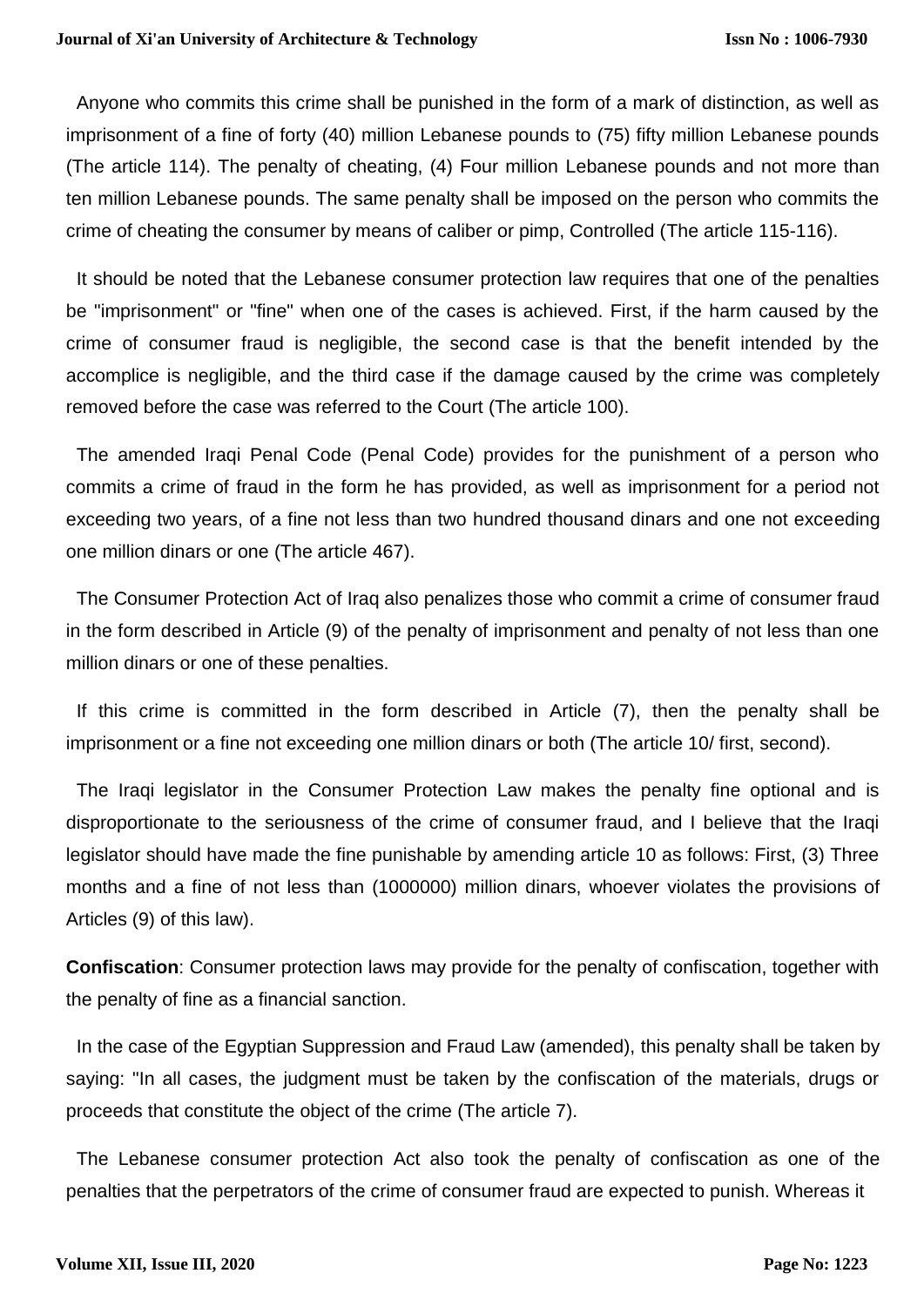Anyone who commits this crime shall be punished in the form of a mark of distinction, as well as imprisonment of a fine of forty (40) million Lebanese pounds to (75) fifty million Lebanese pounds (The article 114). The penalty of cheating, (4) Four million Lebanese pounds and not more than ten million Lebanese pounds. The same penalty shall be imposed on the person who commits the crime of cheating the consumer by means of caliber or pimp, Controlled (The article 115-116).

It should be noted that the Lebanese consumer protection law requires that one of the penalties be "imprisonment" or "fine" when one of the cases is achieved. First, if the harm caused by the crime of consumer fraud is negligible, the second case is that the benefit intended by the accomplice is negligible, and the third case if the damage caused by the crime was completely removed before the case was referred to the Court (The article 100).

The amended Iraqi Penal Code (Penal Code) provides for the punishment of a person who commits a crime of fraud in the form he has provided, as well as imprisonment for a period not exceeding two years, of a fine not less than two hundred thousand dinars and one not exceeding one million dinars or one (The article 467).

The Consumer Protection Act of Iraq also penalizes those who commit a crime of consumer fraud in the form described in Article (9) of the penalty of imprisonment and penalty of not less than one million dinars or one of these penalties.

If this crime is committed in the form described in Article (7), then the penalty shall be imprisonment or a fine not exceeding one million dinars or both (The article 10/ first, second).

The Iraqi legislator in the Consumer Protection Law makes the penalty fine optional and is disproportionate to the seriousness of the crime of consumer fraud, and I believe that the Iraqi legislator should have made the fine punishable by amending article 10 as follows: First, (3) Three months and a fine of not less than (1000000) million dinars, whoever violates the provisions of Articles (9) of this law).

**Confiscation**: Consumer protection laws may provide for the penalty of confiscation, together with the penalty of fine as a financial sanction.

In the case of the Egyptian Suppression and Fraud Law (amended), this penalty shall be taken by saying: "In all cases, the judgment must be taken by the confiscation of the materials, drugs or proceeds that constitute the object of the crime (The article 7).

The Lebanese consumer protection Act also took the penalty of confiscation as one of the penalties that the perpetrators of the crime of consumer fraud are expected to punish. Whereas it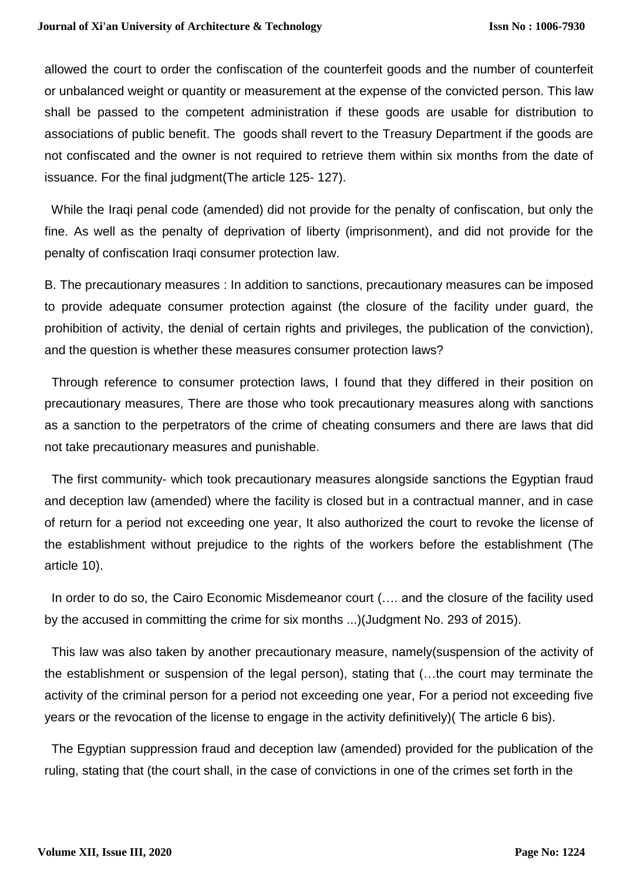allowed the court to order the confiscation of the counterfeit goods and the number of counterfeit or unbalanced weight or quantity or measurement at the expense of the convicted person. This law shall be passed to the competent administration if these goods are usable for distribution to associations of public benefit. The goods shall revert to the Treasury Department if the goods are not confiscated and the owner is not required to retrieve them within six months from the date of issuance. For the final judgment(The article 125- 127).

While the Iraqi penal code (amended) did not provide for the penalty of confiscation, but only the fine. As well as the penalty of deprivation of liberty (imprisonment), and did not provide for the penalty of confiscation Iraqi consumer protection law.

B. The precautionary measures : In addition to sanctions, precautionary measures can be imposed to provide adequate consumer protection against (the closure of the facility under guard, the prohibition of activity, the denial of certain rights and privileges, the publication of the conviction), and the question is whether these measures consumer protection laws?

Through reference to consumer protection laws, I found that they differed in their position on precautionary measures, There are those who took precautionary measures along with sanctions as a sanction to the perpetrators of the crime of cheating consumers and there are laws that did not take precautionary measures and punishable.

The first community- which took precautionary measures alongside sanctions the Egyptian fraud and deception law (amended) where the facility is closed but in a contractual manner, and in case of return for a period not exceeding one year, It also authorized the court to revoke the license of the establishment without prejudice to the rights of the workers before the establishment (The article 10).

In order to do so, the Cairo Economic Misdemeanor court (…. and the closure of the facility used by the accused in committing the crime for six months ...)(Judgment No. 293 of 2015).

This law was also taken by another precautionary measure, namely(suspension of the activity of the establishment or suspension of the legal person), stating that (…the court may terminate the activity of the criminal person for a period not exceeding one year, For a period not exceeding five years or the revocation of the license to engage in the activity definitively)( The article 6 bis).

The Egyptian suppression fraud and deception law (amended) provided for the publication of the ruling, stating that (the court shall, in the case of convictions in one of the crimes set forth in the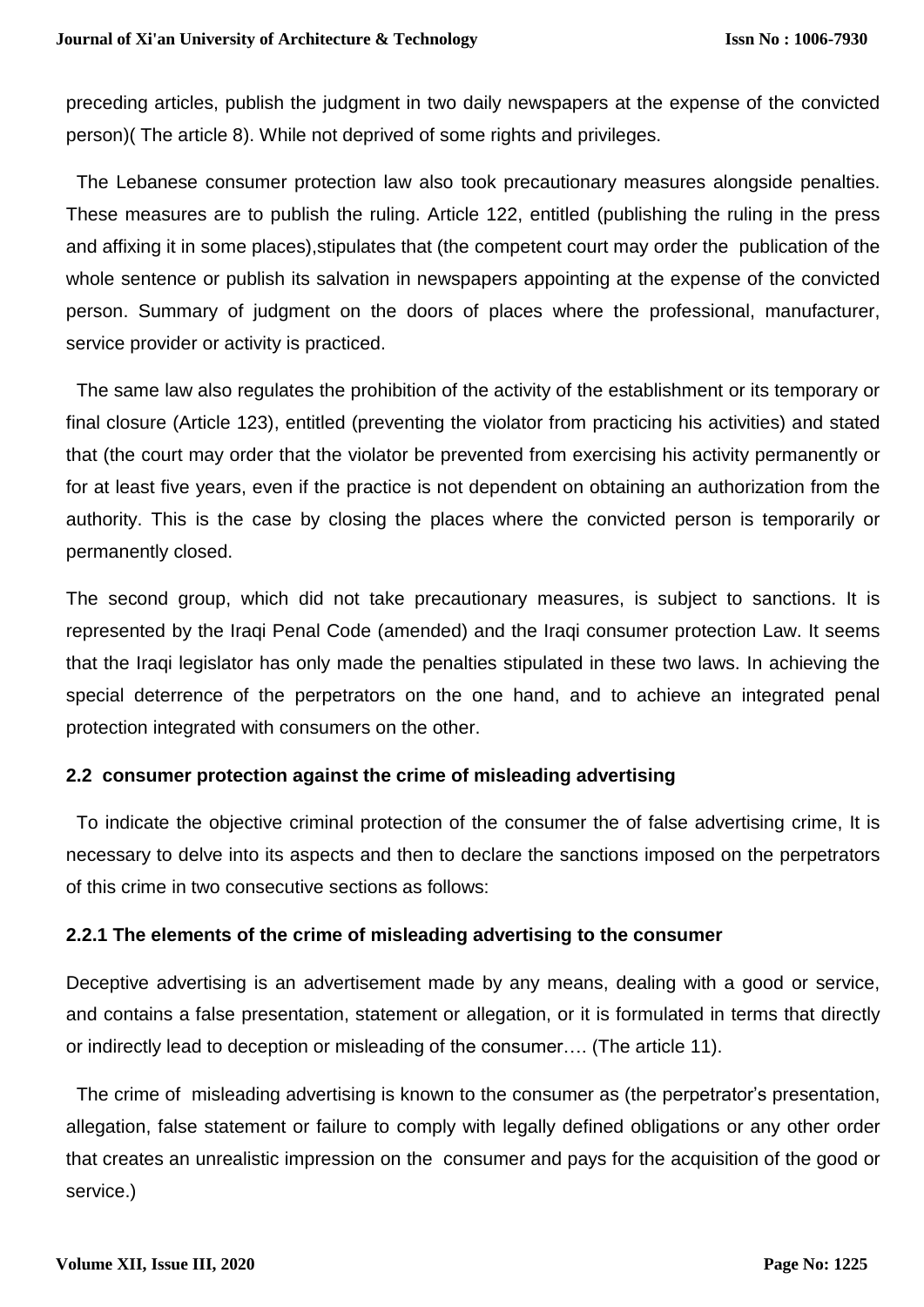preceding articles, publish the judgment in two daily newspapers at the expense of the convicted person)( The article 8). While not deprived of some rights and privileges.

The Lebanese consumer protection law also took precautionary measures alongside penalties. These measures are to publish the ruling. Article 122, entitled (publishing the ruling in the press and affixing it in some places),stipulates that (the competent court may order the publication of the whole sentence or publish its salvation in newspapers appointing at the expense of the convicted person. Summary of judgment on the doors of places where the professional, manufacturer, service provider or activity is practiced.

The same law also regulates the prohibition of the activity of the establishment or its temporary or final closure (Article 123), entitled (preventing the violator from practicing his activities) and stated that (the court may order that the violator be prevented from exercising his activity permanently or for at least five years, even if the practice is not dependent on obtaining an authorization from the authority. This is the case by closing the places where the convicted person is temporarily or permanently closed.

The second group, which did not take precautionary measures, is subject to sanctions. It is represented by the Iraqi Penal Code (amended) and the Iraqi consumer protection Law. It seems that the Iraqi legislator has only made the penalties stipulated in these two laws. In achieving the special deterrence of the perpetrators on the one hand, and to achieve an integrated penal protection integrated with consumers on the other.

### 2.2 consumer protection against the crime of misleading advertising

To indicate the objective criminal protection of the consumer the of false advertising crime, It is necessary to delve into its aspects and then to declare the sanctions imposed on the perpetrators of this crime in two consecutive sections as follows:

#### 2.2.1 The elements of the crime of misleading advertising to the consumer

Deceptive advertising is an advertisement made by any means, dealing with a good or service, and contains a false presentation, statement or allegation, or it is formulated in terms that directly or indirectly lead to deception or misleading of the consumer…. (The article 11).

The crime of misleading advertising is known to the consumer as (the perpetrator's presentation, allegation, false statement or failure to comply with legally defined obligations or any other order that creates an unrealistic impression on the consumer and pays for the acquisition of the good or service.)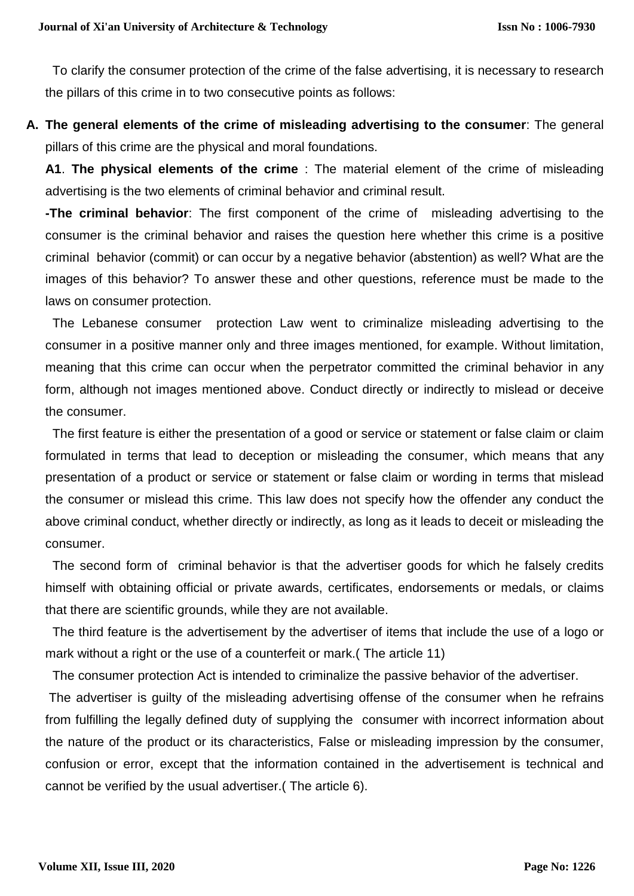To clarify the consumer protection of the crime of the false advertising, it is necessary to research the pillars of this crime in to two consecutive points as follows:

**A. The general elements of the crime of misleading advertising to the consumer**: The general pillars of this crime are the physical and moral foundations.

**A1**. **The physical elements of the crime** : The material element of the crime of misleading advertising is the two elements of criminal behavior and criminal result.

**-The criminal behavior**: The first component of the crime of misleading advertising to the consumer is the criminal behavior and raises the question here whether this crime is a positive criminal behavior (commit) or can occur by a negative behavior (abstention) as well? What are the images of this behavior? To answer these and other questions, reference must be made to the laws on consumer protection.

The Lebanese consumer protection Law went to criminalize misleading advertising to the consumer in a positive manner only and three images mentioned, for example. Without limitation, meaning that this crime can occur when the perpetrator committed the criminal behavior in any form, although not images mentioned above. Conduct directly or indirectly to mislead or deceive the consumer.

The first feature is either the presentation of a good or service or statement or false claim or claim formulated in terms that lead to deception or misleading the consumer, which means that any presentation of a product or service or statement or false claim or wording in terms that mislead the consumer or mislead this crime. This law does not specify how the offender any conduct the above criminal conduct, whether directly or indirectly, as long as it leads to deceit or misleading the consumer.

The second form of criminal behavior is that the advertiser goods for which he falsely credits himself with obtaining official or private awards, certificates, endorsements or medals, or claims that there are scientific grounds, while they are not available.

The third feature is the advertisement by the advertiser of items that include the use of a logo or mark without a right or the use of a counterfeit or mark.( The article 11)

The consumer protection Act is intended to criminalize the passive behavior of the advertiser.

The advertiser is guilty of the misleading advertising offense of the consumer when he refrains from fulfilling the legally defined duty of supplying the consumer with incorrect information about the nature of the product or its characteristics, False or misleading impression by the consumer, confusion or error, except that the information contained in the advertisement is technical and cannot be verified by the usual advertiser.( The article 6).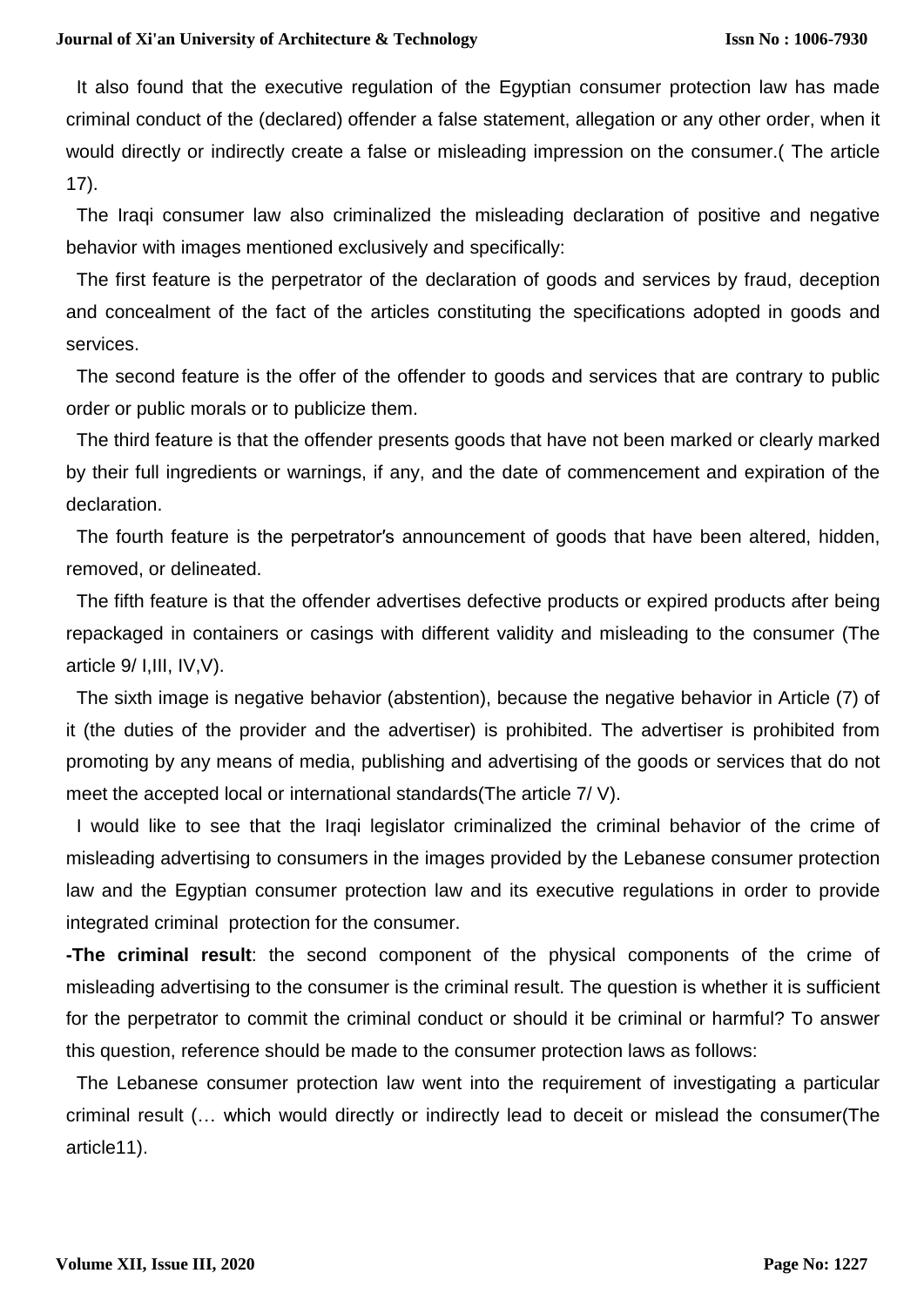It also found that the executive regulation of the Egyptian consumer protection law has made criminal conduct of the (declared) offender a false statement, allegation or any other order, when it would directly or indirectly create a false or misleading impression on the consumer.( The article 17).

The Iraqi consumer law also criminalized the misleading declaration of positive and negative behavior with images mentioned exclusively and specifically:

The first feature is the perpetrator of the declaration of goods and services by fraud, deception and concealment of the fact of the articles constituting the specifications adopted in goods and services.

The second feature is the offer of the offender to goods and services that are contrary to public order or public morals or to publicize them.

The third feature is that the offender presents goods that have not been marked or clearly marked by their full ingredients or warnings, if any, and the date of commencement and expiration of the declaration.

The fourth feature is the perpetrator's announcement of goods that have been altered, hidden, removed, or delineated.

The fifth feature is that the offender advertises defective products or expired products after being repackaged in containers or casings with different validity and misleading to the consumer (The article 9/ I,III, IV,V).

The sixth image is negative behavior (abstention), because the negative behavior in Article (7) of it (the duties of the provider and the advertiser) is prohibited. The advertiser is prohibited from promoting by any means of media, publishing and advertising of the goods or services that do not meet the accepted local or international standards(The article 7/ V).

I would like to see that the Iraqi legislator criminalized the criminal behavior of the crime of misleading advertising to consumers in the images provided by the Lebanese consumer protection law and the Egyptian consumer protection law and its executive regulations in order to provide integrated criminal protection for the consumer.

**-The criminal result**: the second component of the physical components of the crime of misleading advertising to the consumer is the criminal result. The question is whether it is sufficient for the perpetrator to commit the criminal conduct or should it be criminal or harmful? To answer this question, reference should be made to the consumer protection laws as follows:

The Lebanese consumer protection law went into the requirement of investigating a particular criminal result (… which would directly or indirectly lead to deceit or mislead the consumer(The article11).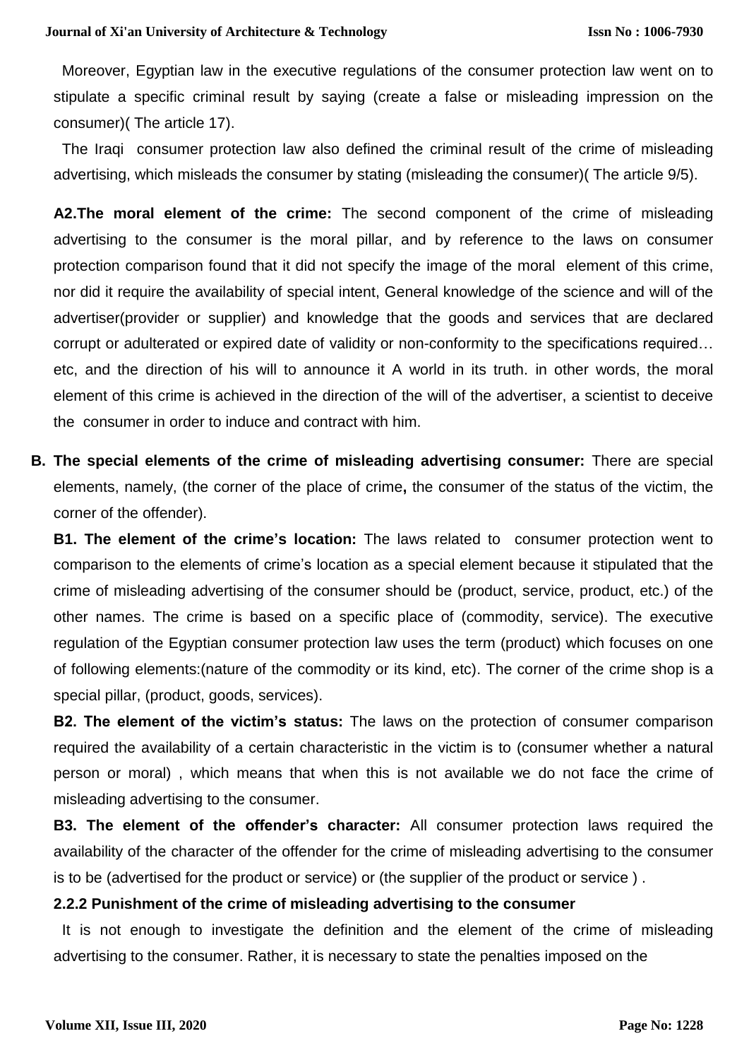Moreover, Egyptian law in the executive regulations of the consumer protection law went on to stipulate a specific criminal result by saying (create a false or misleading impression on the consumer)( The article 17).

The Iraqi consumer protection law also defined the criminal result of the crime of misleading advertising, which misleads the consumer by stating (misleading the consumer)( The article 9/5).

**A2.The moral element of the crime:** The second component of the crime of misleading advertising to the consumer is the moral pillar, and by reference to the laws on consumer protection comparison found that it did not specify the image of the moral element of this crime, nor did it require the availability of special intent, General knowledge of the science and will of the advertiser(provider or supplier) and knowledge that the goods and services that are declared corrupt or adulterated or expired date of validity or non-conformity to the specifications required… etc, and the direction of his will to announce it A world in its truth. in other words, the moral element of this crime is achieved in the direction of the will of the advertiser, a scientist to deceive the consumer in order to induce and contract with him.

**B. The special elements of the crime of misleading advertising consumer:** There are special elements, namely, (the corner of the place of crime**,** the consumer of the status of the victim, the corner of the offender).

**B1. The element of the crime's location:** The laws related to consumer protection went to comparison to the elements of crime's location as a special element because it stipulated that the crime of misleading advertising of the consumer should be (product, service, product, etc.) of the other names. The crime is based on a specific place of (commodity, service). The executive regulation of the Egyptian consumer protection law uses the term (product) which focuses on one of following elements:(nature of the commodity or its kind, etc). The corner of the crime shop is a special pillar, (product, goods, services).

**B2. The element of the victim's status:** The laws on the protection of consumer comparison required the availability of a certain characteristic in the victim is to (consumer whether a natural person or moral) , which means that when this is not available we do not face the crime of misleading advertising to the consumer.

**B3. The element of the offender's character:** All consumer protection laws required the availability of the character of the offender for the crime of misleading advertising to the consumer is to be (advertised for the product or service) or (the supplier of the product or service ) .

### 2.2.2 Punishment of the crime of misleading advertising to the consumer

It is not enough to investigate the definition and the element of the crime of misleading advertising to the consumer. Rather, it is necessary to state the penalties imposed on the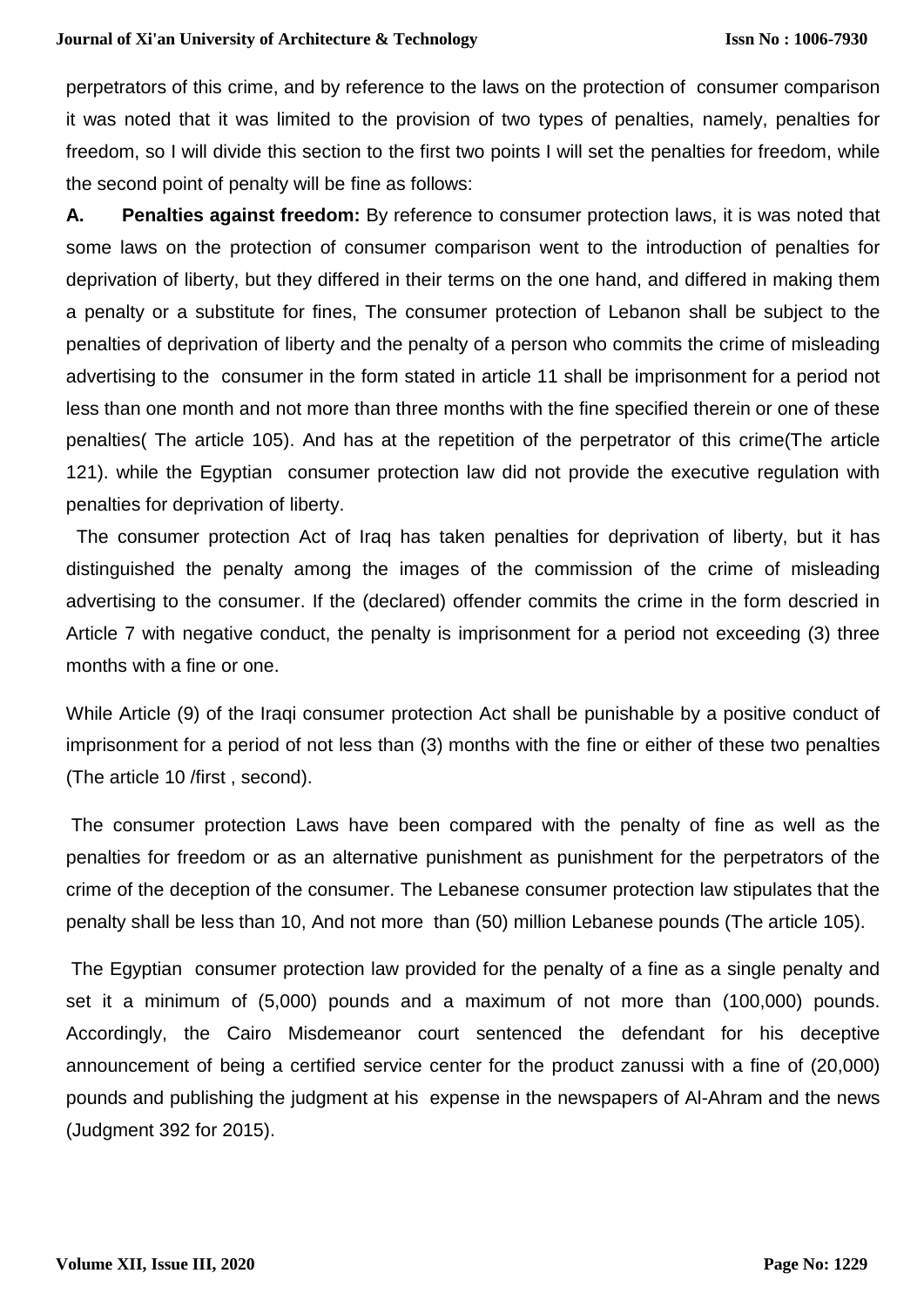perpetrators of this crime, and by reference to the laws on the protection of consumer comparison it was noted that it was limited to the provision of two types of penalties, namely, penalties for freedom, so I will divide this section to the first two points I will set the penalties for freedom, while the second point of penalty will be fine as follows:

**A. Penalties against freedom:** By reference to consumer protection laws, it is was noted that some laws on the protection of consumer comparison went to the introduction of penalties for deprivation of liberty, but they differed in their terms on the one hand, and differed in making them a penalty or a substitute for fines, The consumer protection of Lebanon shall be subject to the penalties of deprivation of liberty and the penalty of a person who commits the crime of misleading advertising to the consumer in the form stated in article 11 shall be imprisonment for a period not less than one month and not more than three months with the fine specified therein or one of these penalties( The article 105). And has at the repetition of the perpetrator of this crime(The article 121). while the Egyptian consumer protection law did not provide the executive regulation with penalties for deprivation of liberty.

The consumer protection Act of Iraq has taken penalties for deprivation of liberty, but it has distinguished the penalty among the images of the commission of the crime of misleading advertising to the consumer. If the (declared) offender commits the crime in the form descried in Article 7 with negative conduct, the penalty is imprisonment for a period not exceeding (3) three months with a fine or one.

While Article (9) of the Iraqi consumer protection Act shall be punishable by a positive conduct of imprisonment for a period of not less than (3) months with the fine or either of these two penalties (The article 10 /first , second).

The consumer protection Laws have been compared with the penalty of fine as well as the penalties for freedom or as an alternative punishment as punishment for the perpetrators of the crime of the deception of the consumer. The Lebanese consumer protection law stipulates that the penalty shall be less than 10, And not more than (50) million Lebanese pounds (The article 105).

The Egyptian consumer protection law provided for the penalty of a fine as a single penalty and set it a minimum of (5,000) pounds and a maximum of not more than (100,000) pounds. Accordingly, the Cairo Misdemeanor court sentenced the defendant for his deceptive announcement of being a certified service center for the product zanussi with a fine of (20,000) pounds and publishing the judgment at his expense in the newspapers of Al-Ahram and the news (Judgment 392 for 2015).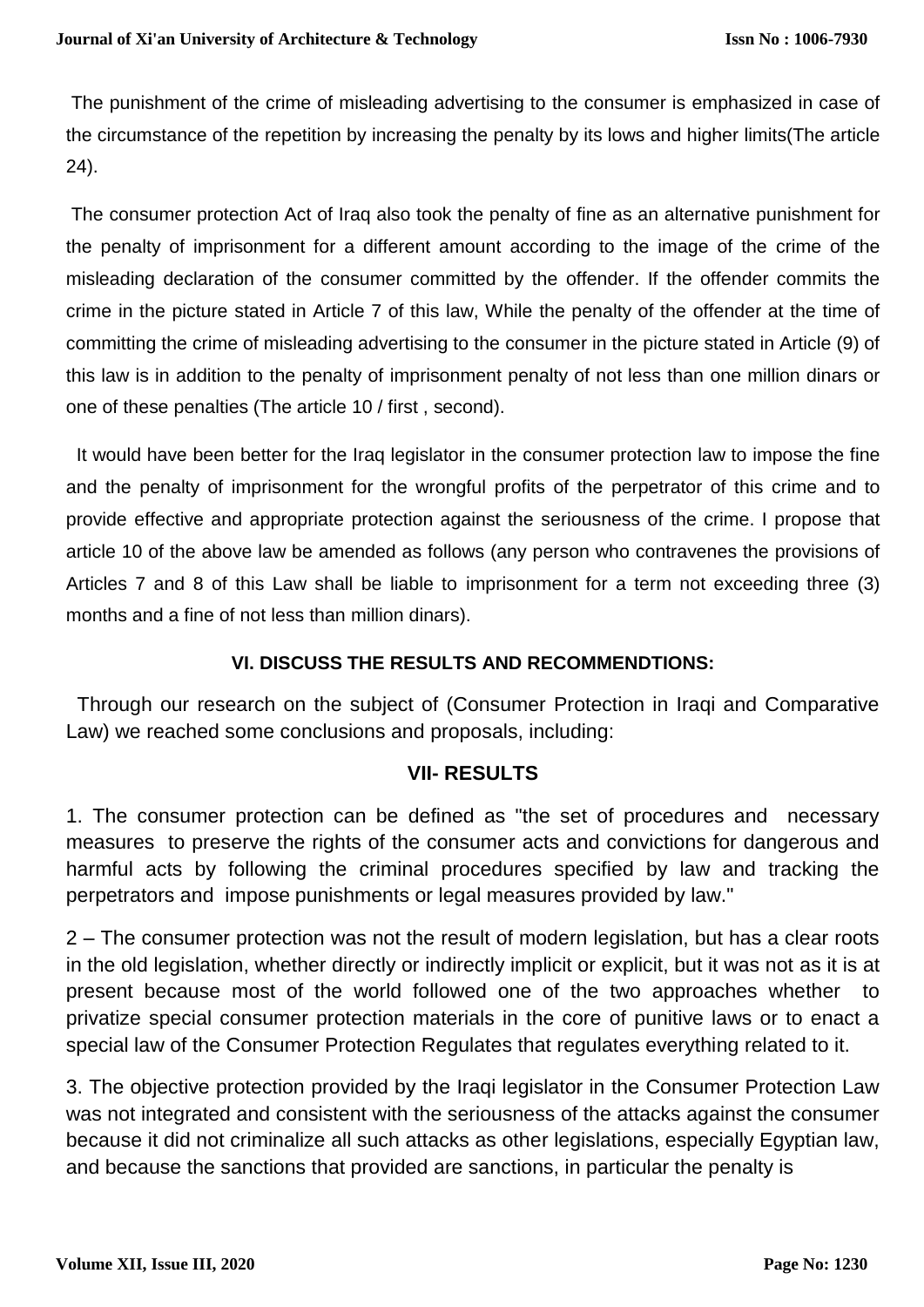The punishment of the crime of misleading advertising to the consumer is emphasized in case of the circumstance of the repetition by increasing the penalty by its lows and higher limits(The article 24).

The consumer protection Act of Iraq also took the penalty of fine as an alternative punishment for the penalty of imprisonment for a different amount according to the image of the crime of the misleading declaration of the consumer committed by the offender. If the offender commits the crime in the picture stated in Article 7 of this law, While the penalty of the offender at the time of committing the crime of misleading advertising to the consumer in the picture stated in Article (9) of this law is in addition to the penalty of imprisonment penalty of not less than one million dinars or one of these penalties (The article 10 / first , second).

It would have been better for the Iraq legislator in the consumer protection law to impose the fine and the penalty of imprisonment for the wrongful profits of the perpetrator of this crime and to provide effective and appropriate protection against the seriousness of the crime. I propose that article 10 of the above law be amended as follows (any person who contravenes the provisions of Articles 7 and 8 of this Law shall be liable to imprisonment for a term not exceeding three (3) months and a fine of not less than million dinars).

## VI. DISCUSS THE RESULTS AND RECOMMENDTIONS:

Through our research on the subject of (Consumer Protection in Iraqi and Comparative Law) we reached some conclusions and proposals, including:

## VII- RESULTS

1. The consumer protection can be defined as "the set of procedures and necessary measures to preserve the rights of the consumer acts and convictions for dangerous and harmful acts by following the criminal procedures specified by law and tracking the perpetrators and impose punishments or legal measures provided by law."

2 – The consumer protection was not the result of modern legislation, but has a clear roots in the old legislation, whether directly or indirectly implicit or explicit, but it was not as it is at present because most of the world followed one of the two approaches whether to privatize special consumer protection materials in the core of punitive laws or to enact a special law of the Consumer Protection Regulates that regulates everything related to it.

3. The objective protection provided by the Iraqi legislator in the Consumer Protection Law was not integrated and consistent with the seriousness of the attacks against the consumer because it did not criminalize all such attacks as other legislations, especially Egyptian law, and because the sanctions that provided are sanctions, in particular the penalty is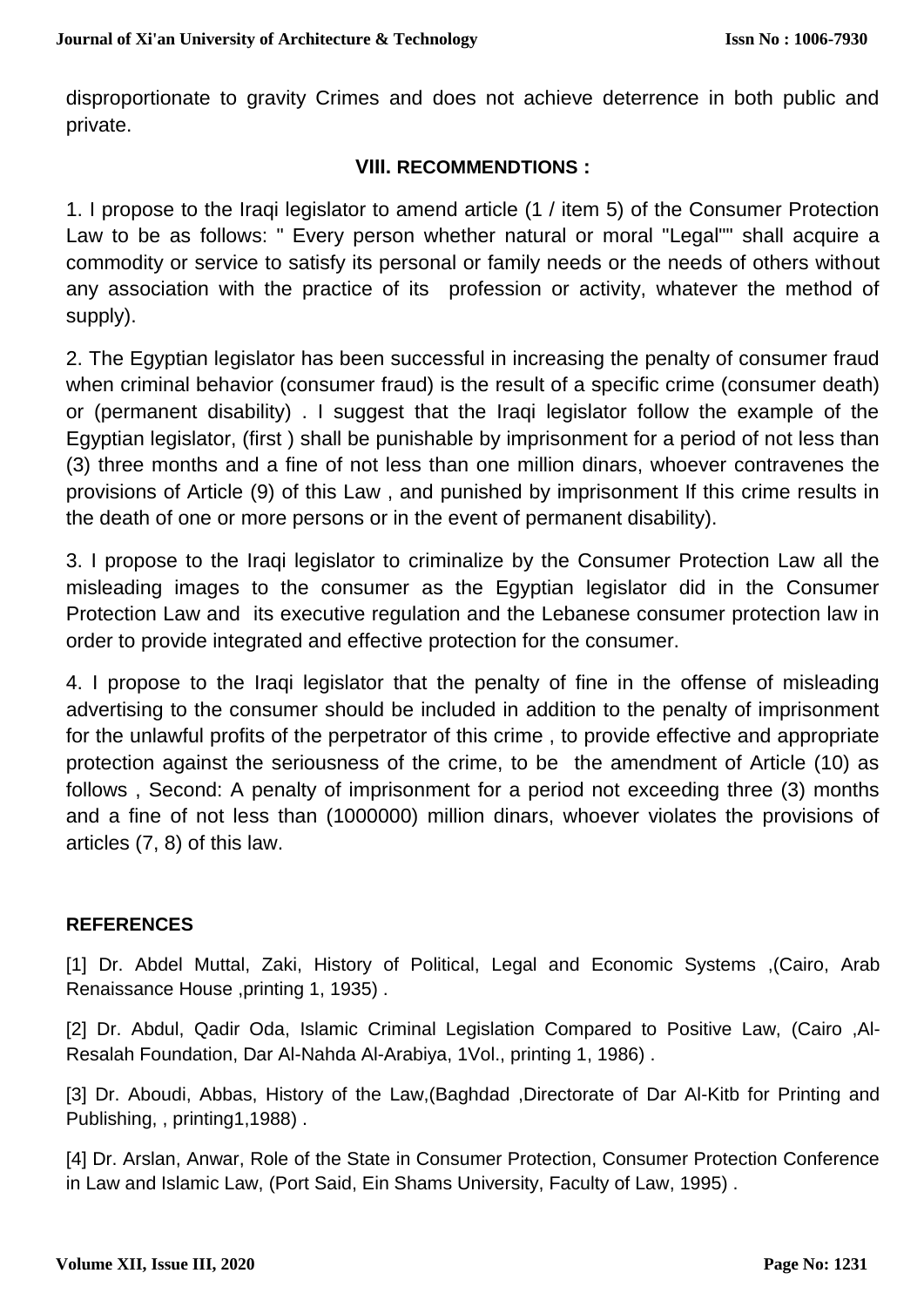disproportionate to gravity Crimes and does not achieve deterrence in both public and private.

## VIII. RECOMMENDTIONS :

1. I propose to the Iraqi legislator to amend article (1 / item 5) of the Consumer Protection Law to be as follows: " Every person whether natural or moral "Legal"" shall acquire a commodity or service to satisfy its personal or family needs or the needs of others without any association with the practice of its profession or activity, whatever the method of supply).

2. The Egyptian legislator has been successful in increasing the penalty of consumer fraud when criminal behavior (consumer fraud) is the result of a specific crime (consumer death) or (permanent disability) . I suggest that the Iraqi legislator follow the example of the Egyptian legislator, (first ) shall be punishable by imprisonment for a period of not less than (3) three months and a fine of not less than one million dinars, whoever contravenes the provisions of Article (9) of this Law , and punished by imprisonment If this crime results in the death of one or more persons or in the event of permanent disability).

3. I propose to the Iraqi legislator to criminalize by the Consumer Protection Law all the misleading images to the consumer as the Egyptian legislator did in the Consumer Protection Law and its executive regulation and the Lebanese consumer protection law in order to provide integrated and effective protection for the consumer.

4. I propose to the Iraqi legislator that the penalty of fine in the offense of misleading advertising to the consumer should be included in addition to the penalty of imprisonment for the unlawful profits of the perpetrator of this crime , to provide effective and appropriate protection against the seriousness of the crime, to be the amendment of Article (10) as follows , Second: A penalty of imprisonment for a period not exceeding three (3) months and a fine of not less than (1000000) million dinars, whoever violates the provisions of articles (7, 8) of this law.

## REFERENCES

[1] Dr. Abdel Muttal, Zaki, History of Political, Legal and Economic Systems ,(Cairo, Arab Renaissance House ,printing 1, 1935) .

[2] Dr. Abdul, Qadir Oda, Islamic Criminal Legislation Compared to Positive Law, (Cairo ,Al-Resalah Foundation, Dar Al-Nahda Al-Arabiya, 1Vol., printing 1, 1986) .

[3] Dr. Aboudi, Abbas, History of the Law,(Baghdad ,Directorate of Dar Al-Kitb for Printing and Publishing, , printing1,1988) .

[4] Dr. Arslan, Anwar, Role of the State in Consumer Protection, Consumer Protection Conference in Law and Islamic Law, (Port Said, Ein Shams University, Faculty of Law, 1995) .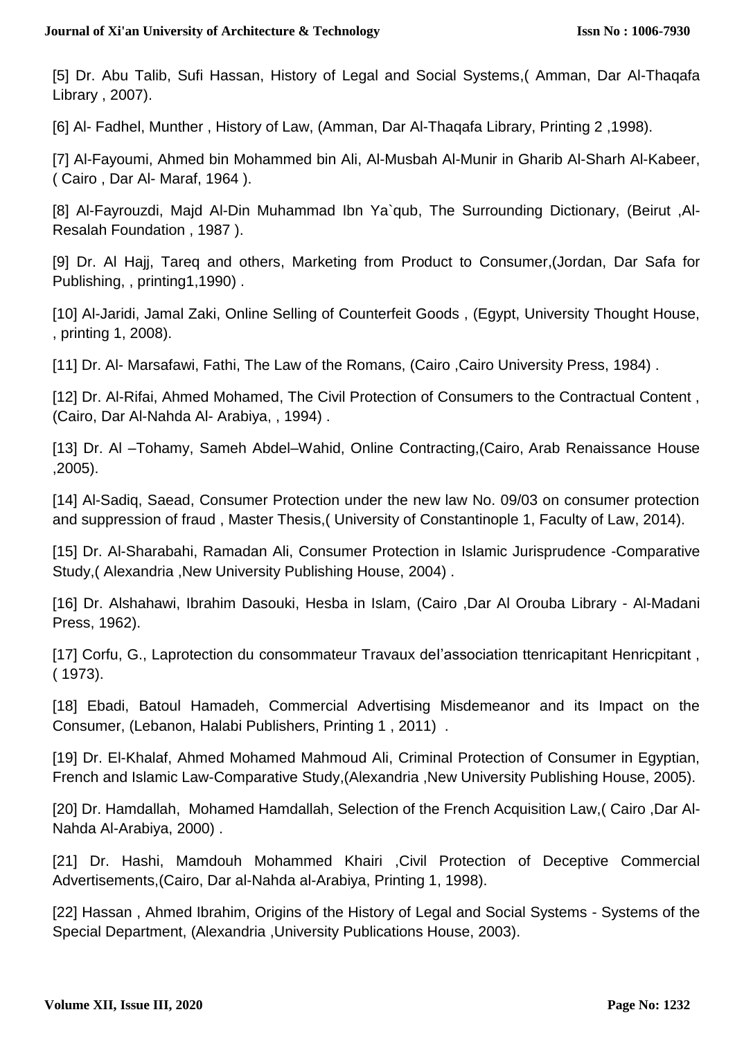[5] Dr. Abu Talib, Sufi Hassan, History of Legal and Social Systems,( Amman, Dar Al-Thaqafa Library , 2007).

[6] Al- Fadhel, Munther , History of Law, (Amman, Dar Al-Thaqafa Library, Printing 2 ,1998).

[7] Al-Fayoumi, Ahmed bin Mohammed bin Ali, Al-Musbah Al-Munir in Gharib Al-Sharh Al-Kabeer, ( Cairo , Dar Al- Maraf, 1964 ).

[8] Al-Fayrouzdi, Majd Al-Din Muhammad Ibn Ya`qub, The Surrounding Dictionary, (Beirut ,Al-Resalah Foundation , 1987 ).

[9] Dr. Al Hajj, Tareq and others, Marketing from Product to Consumer,(Jordan, Dar Safa for Publishing, , printing1,1990) .

[10] Al-Jaridi, Jamal Zaki, Online Selling of Counterfeit Goods , (Egypt, University Thought House, , printing 1, 2008).

[11] Dr. Al- Marsafawi, Fathi, The Law of the Romans, (Cairo ,Cairo University Press, 1984) .

[12] Dr. Al-Rifai, Ahmed Mohamed, The Civil Protection of Consumers to the Contractual Content , (Cairo, Dar Al-Nahda Al- Arabiya, , 1994) .

[13] Dr. Al –Tohamy, Sameh Abdel–Wahid, Online Contracting,(Cairo, Arab Renaissance House ,2005).

[14] Al-Sadiq, Saead, Consumer Protection under the new law No. 09/03 on consumer protection and suppression of fraud , Master Thesis,( University of Constantinople 1, Faculty of Law, 2014).

[15] Dr. Al-Sharabahi, Ramadan Ali, Consumer Protection in Islamic Jurisprudence -Comparative Study,( Alexandria ,New University Publishing House, 2004) .

[16] Dr. Alshahawi, Ibrahim Dasouki, Hesba in Islam, (Cairo ,Dar Al Orouba Library - Al-Madani Press, 1962).

[17] Corfu, G., Laprotection du consommateur Travaux del'association ttenricapitant Henricpitant , ( 1973).

[18] Ebadi, Batoul Hamadeh, Commercial Advertising Misdemeanor and its Impact on the Consumer, (Lebanon, Halabi Publishers, Printing 1 , 2011) .

[19] Dr. El-Khalaf, Ahmed Mohamed Mahmoud Ali, Criminal Protection of Consumer in Egyptian, French and Islamic Law-Comparative Study,(Alexandria ,New University Publishing House, 2005).

[20] Dr. Hamdallah, Mohamed Hamdallah, Selection of the French Acquisition Law,( Cairo ,Dar Al-Nahda Al-Arabiya, 2000) .

[21] Dr. Hashi, Mamdouh Mohammed Khairi ,Civil Protection of Deceptive Commercial Advertisements,(Cairo, Dar al-Nahda al-Arabiya, Printing 1, 1998).

[22] Hassan , Ahmed Ibrahim, Origins of the History of Legal and Social Systems - Systems of the Special Department, (Alexandria ,University Publications House, 2003).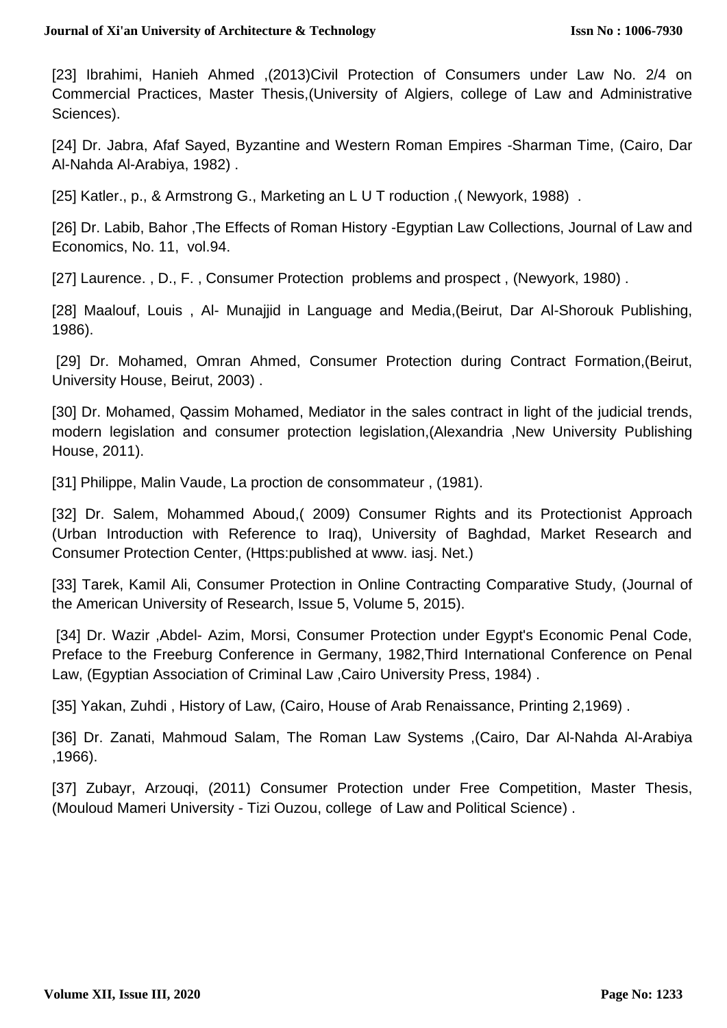[23] Ibrahimi, Hanieh Ahmed ,(2013)Civil Protection of Consumers under Law No. 2/4 on Commercial Practices, Master Thesis,(University of Algiers, college of Law and Administrative Sciences).

[24] Dr. Jabra, Afaf Sayed, Byzantine and Western Roman Empires -Sharman Time, (Cairo, Dar Al-Nahda Al-Arabiya, 1982) .

[25] Katler., p., & Armstrong G., Marketing an L U T roduction ,( Newyork, 1988) .

[26] Dr. Labib, Bahor ,The Effects of Roman History -Egyptian Law Collections, Journal of Law and Economics, No. 11, vol.94.

[27] Laurence. , D., F. , Consumer Protection problems and prospect , (Newyork, 1980) .

[28] Maalouf, Louis , Al- Munajjid in Language and Media,(Beirut, Dar Al-Shorouk Publishing, 1986).

[29] Dr. Mohamed, Omran Ahmed, Consumer Protection during Contract Formation,(Beirut, University House, Beirut, 2003) .

[30] Dr. Mohamed, Qassim Mohamed, Mediator in the sales contract in light of the judicial trends, modern legislation and consumer protection legislation,(Alexandria ,New University Publishing House, 2011).

[31] Philippe, Malin Vaude, La proction de consommateur , (1981).

[32] Dr. Salem, Mohammed Aboud,( 2009) Consumer Rights and its Protectionist Approach (Urban Introduction with Reference to Iraq), University of Baghdad, Market Research and Consumer Protection Center, (Https:published at www. iasj. Net.)

[33] Tarek, Kamil Ali, Consumer Protection in Online Contracting Comparative Study, (Journal of the American University of Research, Issue 5, Volume 5, 2015).

[34] Dr. Wazir ,Abdel- Azim, Morsi, Consumer Protection under Egypt's Economic Penal Code, Preface to the Freeburg Conference in Germany, 1982,Third International Conference on Penal Law, (Egyptian Association of Criminal Law ,Cairo University Press, 1984) .

[35] Yakan, Zuhdi , History of Law, (Cairo, House of Arab Renaissance, Printing 2,1969) .

[36] Dr. Zanati, Mahmoud Salam, The Roman Law Systems ,(Cairo, Dar Al-Nahda Al-Arabiya ,1966).

[37] Zubayr, Arzouqi, (2011) Consumer Protection under Free Competition, Master Thesis, (Mouloud Mameri University - Tizi Ouzou, college of Law and Political Science) .